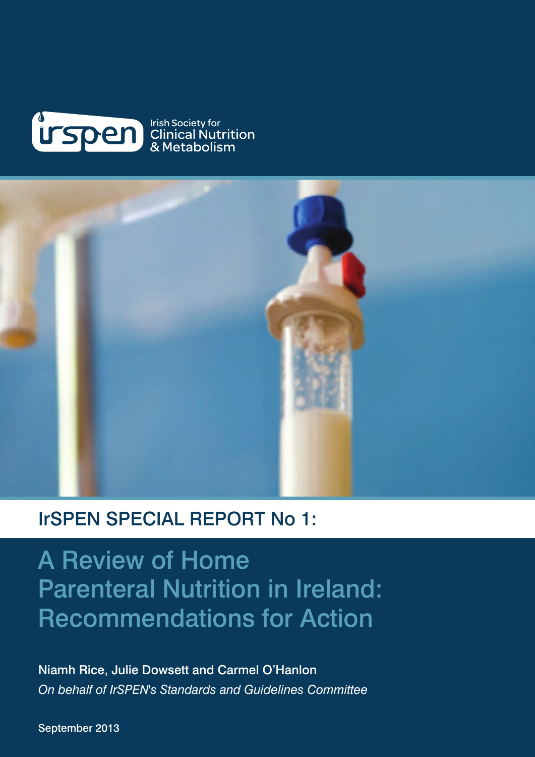irspen Irish Society for Clinical Nutrition & Metabolism

## IrSPEN SPECIAL REPORT No 1:

# A Review of Home Parenteral Nutrition in Ireland: Recommendations for Action

**Niamh Rice, Julie Dowsett and Carmel O'Hanlon**

*On behalf of IrSPEN's Standards and Guidelines Committee*

September 2013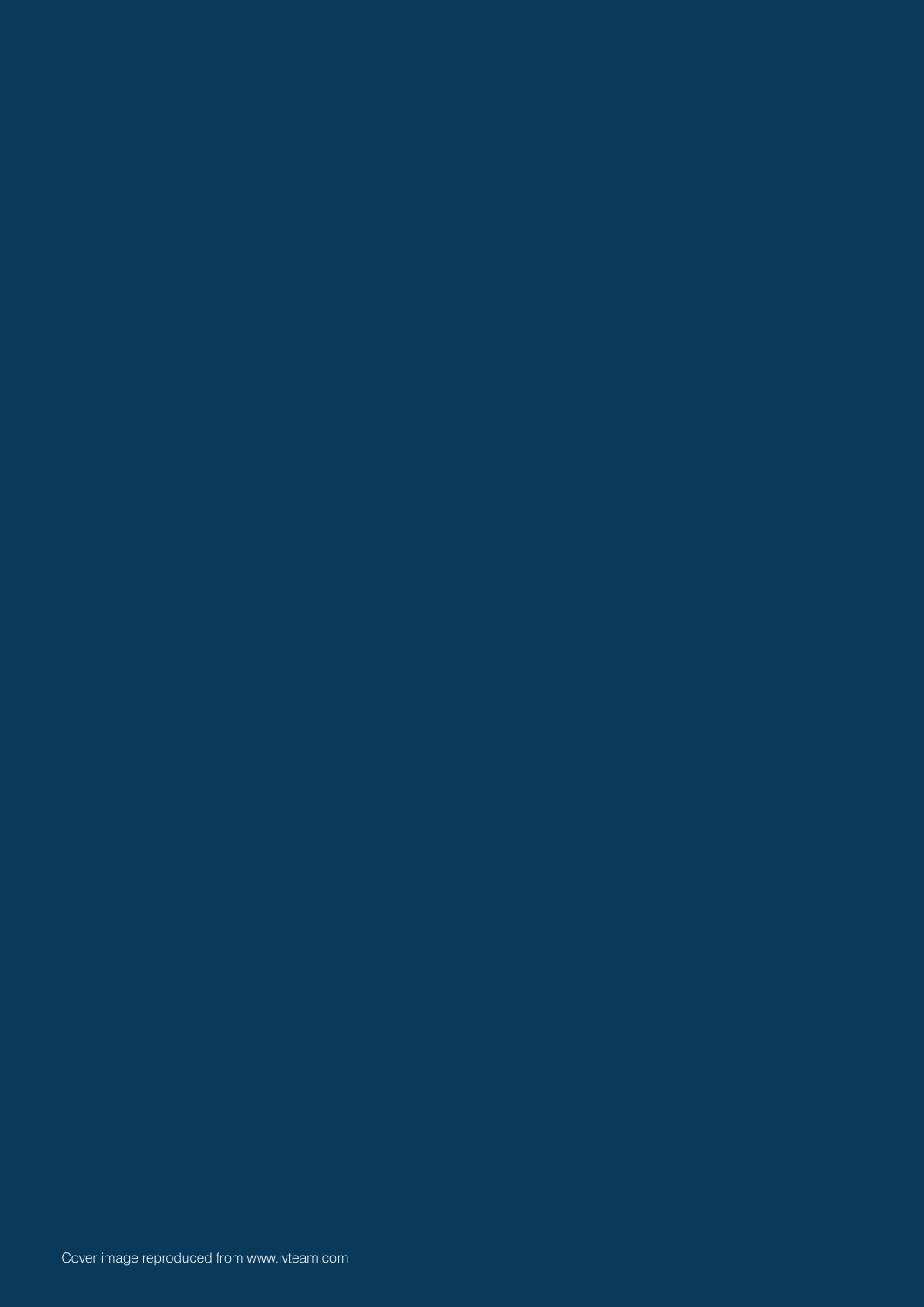Cover image reproduced from www.ivteam.com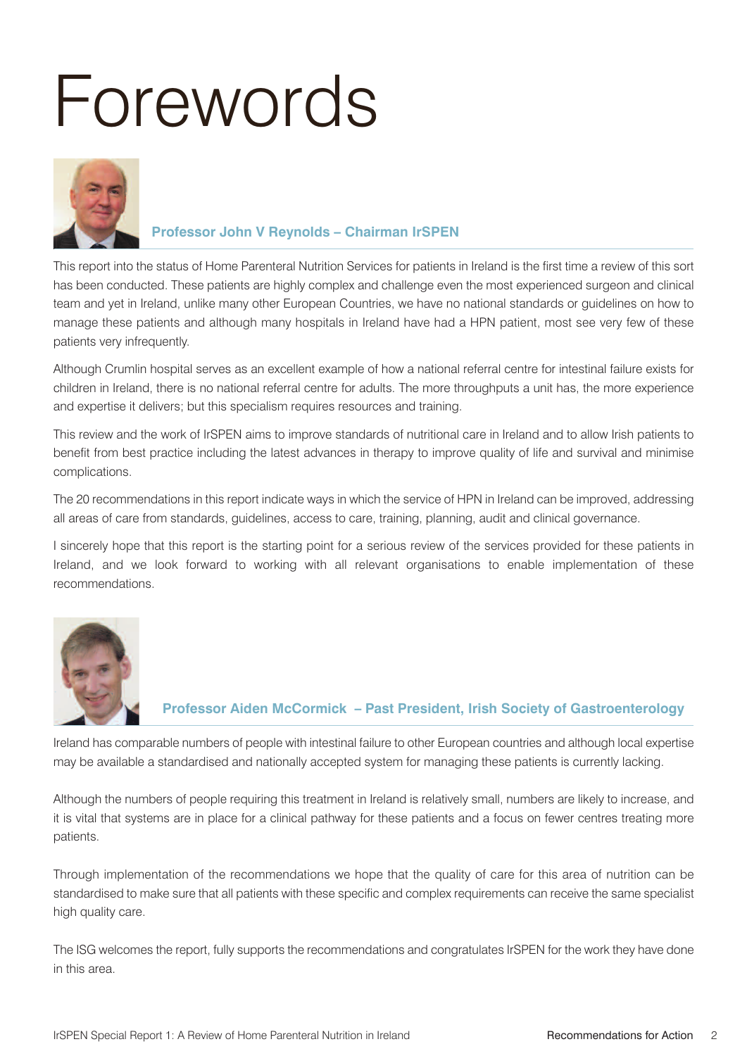# Forewords

### Professor John V Reynolds – Chairman IrSPEN

This report into the status of Home Parenteral Nutrition Services for patients in Ireland is the first time a review of this sort has been conducted. These patients are highly complex and challenge even the most experienced surgeon and clinical team and yet in Ireland, unlike many other European Countries, we have no national standards or guidelines on how to manage these patients and although many hospitals in Ireland have had a HPN patient, most see very few of these patients very infrequently.

Although Crumlin hospital serves as an excellent example of how a national referral centre for intestinal failure exists for children in Ireland, there is no national referral centre for adults. The more throughputs a unit has, the more experience and expertise it delivers; but this specialism requires resources and training.

This review and the work of IrSPEN aims to improve standards of nutritional care in Ireland and to allow Irish patients to benefit from best practice including the latest advances in therapy to improve quality of life and survival and minimise complications.

The 20 recommendations in this report indicate ways in which the service of HPN in Ireland can be improved, addressing all areas of care from standards, guidelines, access to care, training, planning, audit and clinical governance.

I sincerely hope that this report is the starting point for a serious review of the services provided for these patients in Ireland, and we look forward to working with all relevant organisations to enable implementation of these recommendations.

### Professor Aiden McCormick – Past President, Irish Society of Gastroenterology

Ireland has comparable numbers of people with intestinal failure to other European countries and although local expertise may be available a standardised and nationally accepted system for managing these patients is currently lacking.

Although the numbers of people requiring this treatment in Ireland is relatively small, numbers are likely to increase, and it is vital that systems are in place for a clinical pathway for these patients and a focus on fewer centres treating more patients.

Through implementation of the recommendations we hope that the quality of care for this area of nutrition can be standardised to make sure that all patients with these specific and complex requirements can receive the same specialist high quality care.

The ISG welcomes the report, fully supports the recommendations and congratulates IrSPEN for the work they have done in this area.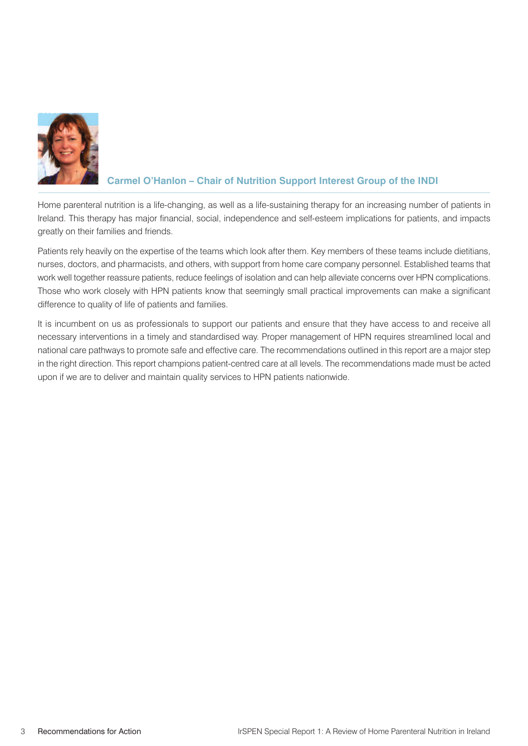### Carmel O'Hanlon – Chair of Nutrition Support Interest Group of the INDI

Home parenteral nutrition is a life-changing, as well as a life-sustaining therapy for an increasing number of patients in Ireland. This therapy has major financial, social, independence and self-esteem implications for patients, and impacts greatly on their families and friends.

Patients rely heavily on the expertise of the teams which look after them. Key members of these teams include dietitians, nurses, doctors, and pharmacists, and others, with support from home care company personnel. Established teams that work well together reassure patients, reduce feelings of isolation and can help alleviate concerns over HPN complications. Those who work closely with HPN patients know that seemingly small practical improvements can make a significant difference to quality of life of patients and families.

It is incumbent on us as professionals to support our patients and ensure that they have access to and receive all necessary interventions in a timely and standardised way. Proper management of HPN requires streamlined local and national care pathways to promote safe and effective care. The recommendations outlined in this report are a major step in the right direction. This report champions patient-centred care at all levels. The recommendations made must be acted upon if we are to deliver and maintain quality services to HPN patients nationwide.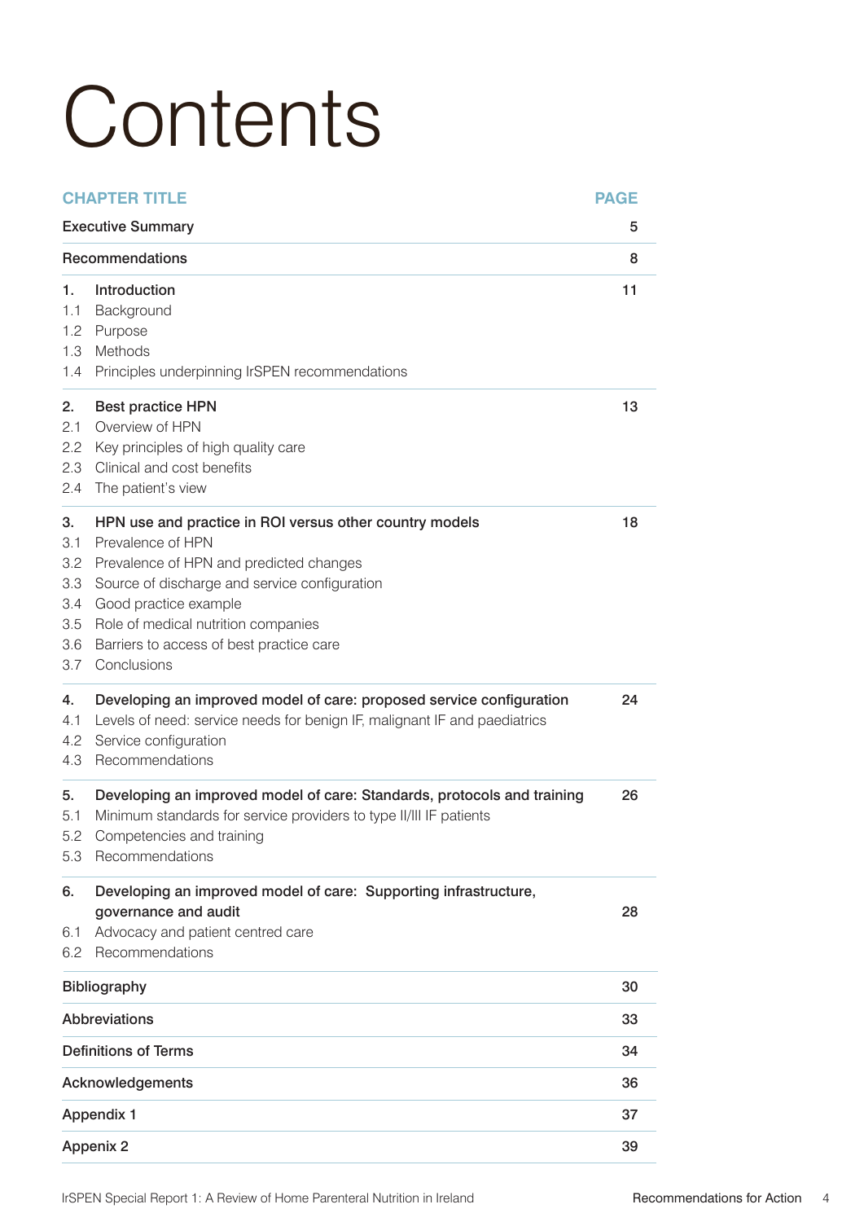# Contents

| CHAPTER TITLE | PAGE |
|---|---|
| **Executive Summary** | **5** |
| **Recommendations** | **8** |
| **1. Introduction**<br>1.1 Background<br>1.2 Purpose<br>1.3 Methods<br>1.4 Principles underpinning IrSPEN recommendations | **11** |
| **2. Best practice HPN**<br>2.1 Overview of HPN<br>2.2 Key principles of high quality care<br>2.3 Clinical and cost benefits<br>2.4 The patient's view | **13** |
| **3. HPN use and practice in ROI versus other country models**<br>3.1 Prevalence of HPN<br>3.2 Prevalence of HPN and predicted changes<br>3.3 Source of discharge and service configuration<br>3.4 Good practice example<br>3.5 Role of medical nutrition companies<br>3.6 Barriers to access of best practice care<br>3.7 Conclusions | **18** |
| **4. Developing an improved model of care: proposed service configuration**<br>4.1 Levels of need: service needs for benign IF, malignant IF and paediatrics<br>4.2 Service configuration<br>4.3 Recommendations | **24** |
| **5. Developing an improved model of care: Standards, protocols and training**<br>5.1 Minimum standards for service providers to type II/III IF patients<br>5.2 Competencies and training<br>5.3 Recommendations | **26** |
| **6. Developing an improved model of care: Supporting infrastructure, governance and audit**<br>6.1 Advocacy and patient centred care<br>6.2 Recommendations | **28** |
| **Bibliography** | **30** |
| **Abbreviations** | **33** |
| **Definitions of Terms** | **34** |
| **Acknowledgements** | **36** |
| **Appendix 1** | **37** |
| **Appenix 2** | **39** |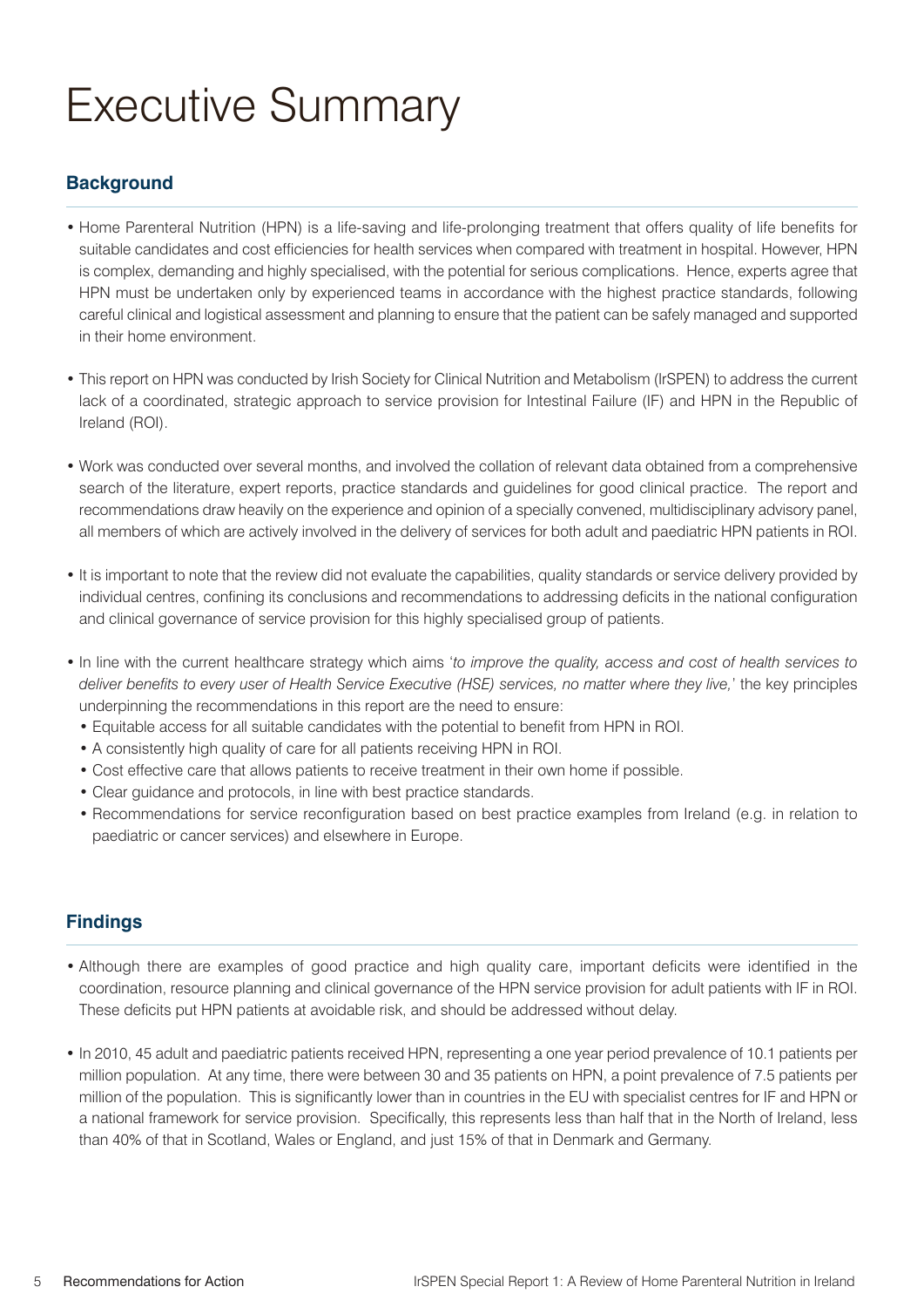# Executive Summary

## Background

- Home Parenteral Nutrition (HPN) is a life-saving and life-prolonging treatment that offers quality of life benefits for suitable candidates and cost efficiencies for health services when compared with treatment in hospital. However, HPN is complex, demanding and highly specialised, with the potential for serious complications. Hence, experts agree that HPN must be undertaken only by experienced teams in accordance with the highest practice standards, following careful clinical and logistical assessment and planning to ensure that the patient can be safely managed and supported in their home environment.

- This report on HPN was conducted by Irish Society for Clinical Nutrition and Metabolism (IrSPEN) to address the current lack of a coordinated, strategic approach to service provision for Intestinal Failure (IF) and HPN in the Republic of Ireland (ROI).

- Work was conducted over several months, and involved the collation of relevant data obtained from a comprehensive search of the literature, expert reports, practice standards and guidelines for good clinical practice. The report and recommendations draw heavily on the experience and opinion of a specially convened, multidisciplinary advisory panel, all members of which are actively involved in the delivery of services for both adult and paediatric HPN patients in ROI.

- It is important to note that the review did not evaluate the capabilities, quality standards or service delivery provided by individual centres, confining its conclusions and recommendations to addressing deficits in the national configuration and clinical governance of service provision for this highly specialised group of patients.

- In line with the current healthcare strategy which aims '*to improve the quality, access and cost of health services to deliver benefits to every user of Health Service Executive (HSE) services, no matter where they live,*' the key principles underpinning the recommendations in this report are the need to ensure:
  - Equitable access for all suitable candidates with the potential to benefit from HPN in ROI.
  - A consistently high quality of care for all patients receiving HPN in ROI.
  - Cost effective care that allows patients to receive treatment in their own home if possible.
  - Clear guidance and protocols, in line with best practice standards.
  - Recommendations for service reconfiguration based on best practice examples from Ireland (e.g. in relation to paediatric or cancer services) and elsewhere in Europe.

## Findings

- Although there are examples of good practice and high quality care, important deficits were identified in the coordination, resource planning and clinical governance of the HPN service provision for adult patients with IF in ROI. These deficits put HPN patients at avoidable risk, and should be addressed without delay.

- In 2010, 45 adult and paediatric patients received HPN, representing a one year period prevalence of 10.1 patients per million population. At any time, there were between 30 and 35 patients on HPN, a point prevalence of 7.5 patients per million of the population. This is significantly lower than in countries in the EU with specialist centres for IF and HPN or a national framework for service provision. Specifically, this represents less than half that in the North of Ireland, less than 40% of that in Scotland, Wales or England, and just 15% of that in Denmark and Germany.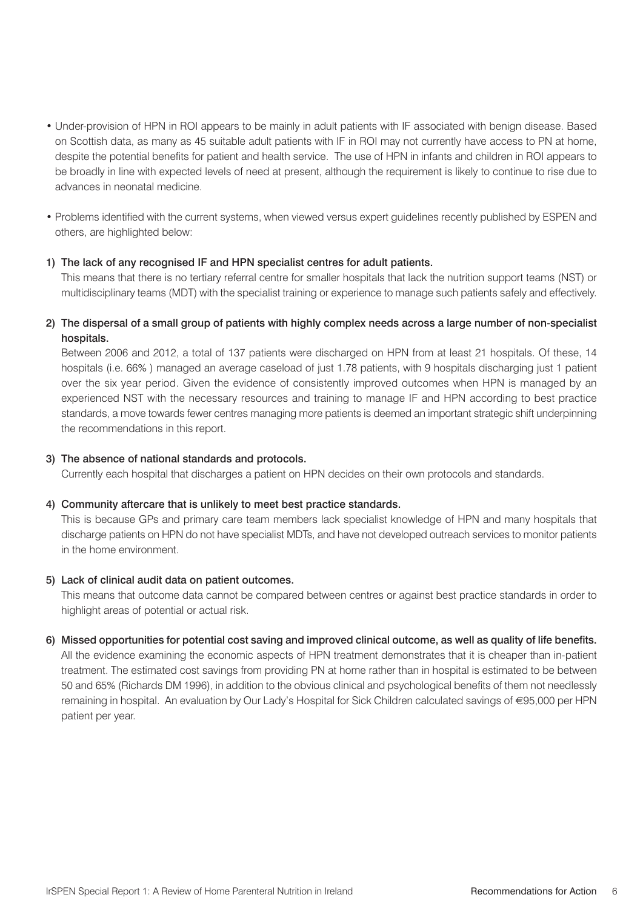- Under-provision of HPN in ROI appears to be mainly in adult patients with IF associated with benign disease. Based on Scottish data, as many as 45 suitable adult patients with IF in ROI may not currently have access to PN at home, despite the potential benefits for patient and health service. The use of HPN in infants and children in ROI appears to be broadly in line with expected levels of need at present, although the requirement is likely to continue to rise due to advances in neonatal medicine.

- Problems identified with the current systems, when viewed versus expert guidelines recently published by ESPEN and others, are highlighted below:

1) **The lack of any recognised IF and HPN specialist centres for adult patients.**
   This means that there is no tertiary referral centre for smaller hospitals that lack the nutrition support teams (NST) or multidisciplinary teams (MDT) with the specialist training or experience to manage such patients safely and effectively.

2) **The dispersal of a small group of patients with highly complex needs across a large number of non-specialist hospitals.**
   Between 2006 and 2012, a total of 137 patients were discharged on HPN from at least 21 hospitals. Of these, 14 hospitals (i.e. 66% ) managed an average caseload of just 1.78 patients, with 9 hospitals discharging just 1 patient over the six year period. Given the evidence of consistently improved outcomes when HPN is managed by an experienced NST with the necessary resources and training to manage IF and HPN according to best practice standards, a move towards fewer centres managing more patients is deemed an important strategic shift underpinning the recommendations in this report.

3) **The absence of national standards and protocols.**
   Currently each hospital that discharges a patient on HPN decides on their own protocols and standards.

4) **Community aftercare that is unlikely to meet best practice standards.**
   This is because GPs and primary care team members lack specialist knowledge of HPN and many hospitals that discharge patients on HPN do not have specialist MDTs, and have not developed outreach services to monitor patients in the home environment.

5) **Lack of clinical audit data on patient outcomes.**
   This means that outcome data cannot be compared between centres or against best practice standards in order to highlight areas of potential or actual risk.

6) **Missed opportunities for potential cost saving and improved clinical outcome, as well as quality of life benefits.**
   All the evidence examining the economic aspects of HPN treatment demonstrates that it is cheaper than in-patient treatment. The estimated cost savings from providing PN at home rather than in hospital is estimated to be between 50 and 65% (Richards DM 1996), in addition to the obvious clinical and psychological benefits of them not needlessly remaining in hospital. An evaluation by Our Lady's Hospital for Sick Children calculated savings of €95,000 per HPN patient per year.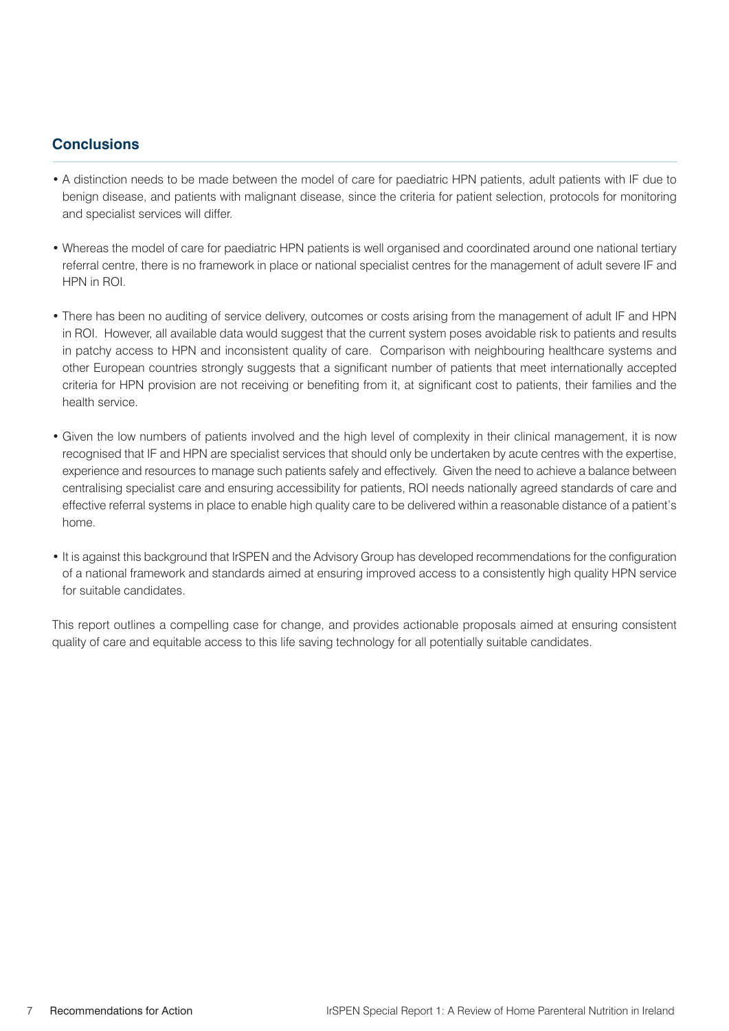## Conclusions

- A distinction needs to be made between the model of care for paediatric HPN patients, adult patients with IF due to benign disease, and patients with malignant disease, since the criteria for patient selection, protocols for monitoring and specialist services will differ.
- Whereas the model of care for paediatric HPN patients is well organised and coordinated around one national tertiary referral centre, there is no framework in place or national specialist centres for the management of adult severe IF and HPN in ROI.
- There has been no auditing of service delivery, outcomes or costs arising from the management of adult IF and HPN in ROI. However, all available data would suggest that the current system poses avoidable risk to patients and results in patchy access to HPN and inconsistent quality of care. Comparison with neighbouring healthcare systems and other European countries strongly suggests that a significant number of patients that meet internationally accepted criteria for HPN provision are not receiving or benefiting from it, at significant cost to patients, their families and the health service.
- Given the low numbers of patients involved and the high level of complexity in their clinical management, it is now recognised that IF and HPN are specialist services that should only be undertaken by acute centres with the expertise, experience and resources to manage such patients safely and effectively. Given the need to achieve a balance between centralising specialist care and ensuring accessibility for patients, ROI needs nationally agreed standards of care and effective referral systems in place to enable high quality care to be delivered within a reasonable distance of a patient's home.
- It is against this background that IrSPEN and the Advisory Group has developed recommendations for the configuration of a national framework and standards aimed at ensuring improved access to a consistently high quality HPN service for suitable candidates.

This report outlines a compelling case for change, and provides actionable proposals aimed at ensuring consistent quality of care and equitable access to this life saving technology for all potentially suitable candidates.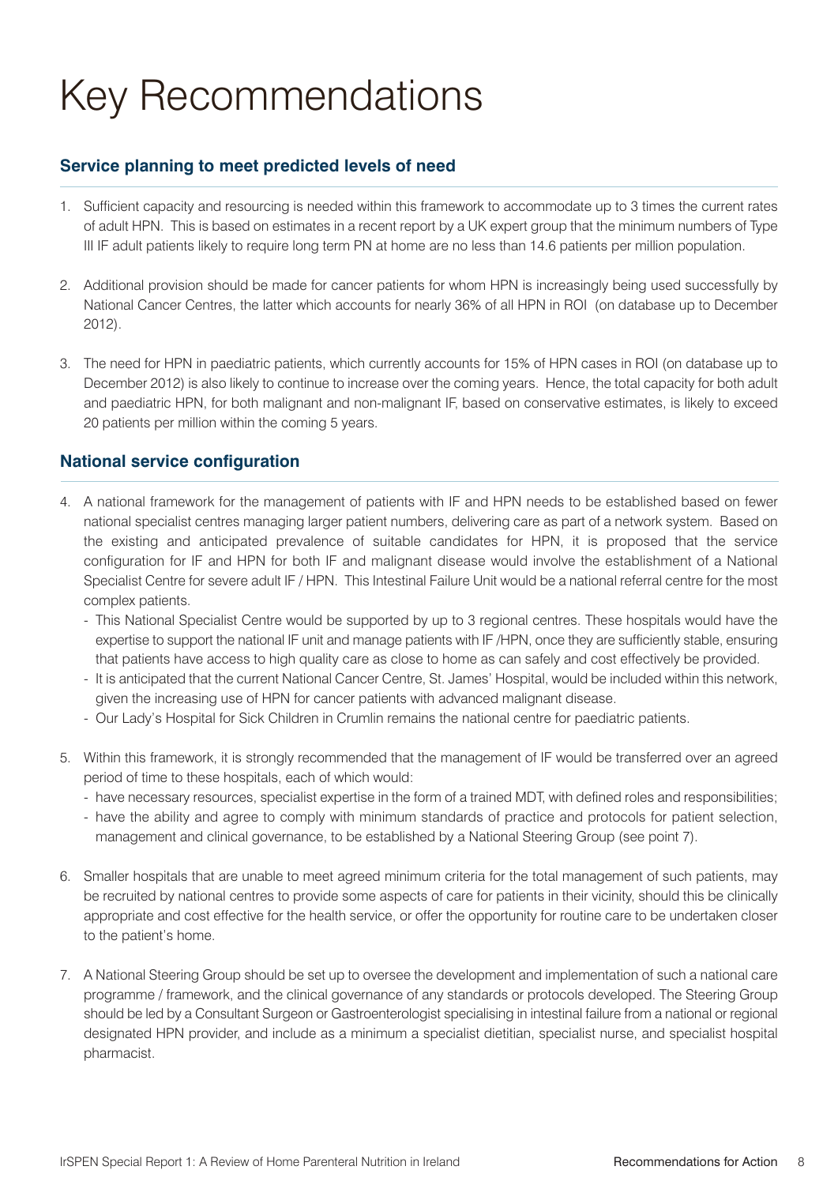# Key Recommendations

## Service planning to meet predicted levels of need

1. Sufficient capacity and resourcing is needed within this framework to accommodate up to 3 times the current rates of adult HPN. This is based on estimates in a recent report by a UK expert group that the minimum numbers of Type III IF adult patients likely to require long term PN at home are no less than 14.6 patients per million population.

2. Additional provision should be made for cancer patients for whom HPN is increasingly being used successfully by National Cancer Centres, the latter which accounts for nearly 36% of all HPN in ROI (on database up to December 2012).

3. The need for HPN in paediatric patients, which currently accounts for 15% of HPN cases in ROI (on database up to December 2012) is also likely to continue to increase over the coming years. Hence, the total capacity for both adult and paediatric HPN, for both malignant and non-malignant IF, based on conservative estimates, is likely to exceed 20 patients per million within the coming 5 years.

## National service configuration

4. A national framework for the management of patients with IF and HPN needs to be established based on fewer national specialist centres managing larger patient numbers, delivering care as part of a network system. Based on the existing and anticipated prevalence of suitable candidates for HPN, it is proposed that the service configuration for IF and HPN for both IF and malignant disease would involve the establishment of a National Specialist Centre for severe adult IF / HPN. This Intestinal Failure Unit would be a national referral centre for the most complex patients.
   - This National Specialist Centre would be supported by up to 3 regional centres. These hospitals would have the expertise to support the national IF unit and manage patients with IF /HPN, once they are sufficiently stable, ensuring that patients have access to high quality care as close to home as can safely and cost effectively be provided.
   - It is anticipated that the current National Cancer Centre, St. James' Hospital, would be included within this network, given the increasing use of HPN for cancer patients with advanced malignant disease.
   - Our Lady's Hospital for Sick Children in Crumlin remains the national centre for paediatric patients.

5. Within this framework, it is strongly recommended that the management of IF would be transferred over an agreed period of time to these hospitals, each of which would:
   - have necessary resources, specialist expertise in the form of a trained MDT, with defined roles and responsibilities;
   - have the ability and agree to comply with minimum standards of practice and protocols for patient selection, management and clinical governance, to be established by a National Steering Group (see point 7).

6. Smaller hospitals that are unable to meet agreed minimum criteria for the total management of such patients, may be recruited by national centres to provide some aspects of care for patients in their vicinity, should this be clinically appropriate and cost effective for the health service, or offer the opportunity for routine care to be undertaken closer to the patient's home.

7. A National Steering Group should be set up to oversee the development and implementation of such a national care programme / framework, and the clinical governance of any standards or protocols developed. The Steering Group should be led by a Consultant Surgeon or Gastroenterologist specialising in intestinal failure from a national or regional designated HPN provider, and include as a minimum a specialist dietitian, specialist nurse, and specialist hospital pharmacist.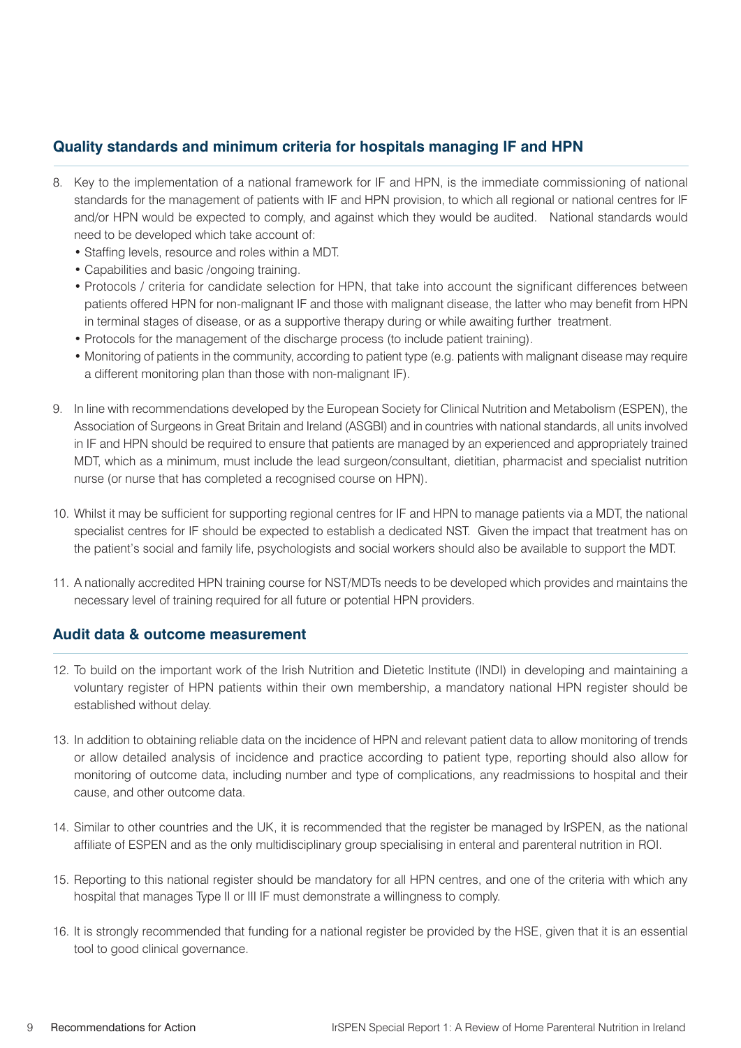## Quality standards and minimum criteria for hospitals managing IF and HPN

8. Key to the implementation of a national framework for IF and HPN, is the immediate commissioning of national standards for the management of patients with IF and HPN provision, to which all regional or national centres for IF and/or HPN would be expected to comply, and against which they would be audited. National standards would need to be developed which take account of:
   - Staffing levels, resource and roles within a MDT.
   - Capabilities and basic /ongoing training.
   - Protocols / criteria for candidate selection for HPN, that take into account the significant differences between patients offered HPN for non-malignant IF and those with malignant disease, the latter who may benefit from HPN in terminal stages of disease, or as a supportive therapy during or while awaiting further treatment.
   - Protocols for the management of the discharge process (to include patient training).
   - Monitoring of patients in the community, according to patient type (e.g. patients with malignant disease may require a different monitoring plan than those with non-malignant IF).

9. In line with recommendations developed by the European Society for Clinical Nutrition and Metabolism (ESPEN), the Association of Surgeons in Great Britain and Ireland (ASGBI) and in countries with national standards, all units involved in IF and HPN should be required to ensure that patients are managed by an experienced and appropriately trained MDT, which as a minimum, must include the lead surgeon/consultant, dietitian, pharmacist and specialist nutrition nurse (or nurse that has completed a recognised course on HPN).

10. Whilst it may be sufficient for supporting regional centres for IF and HPN to manage patients via a MDT, the national specialist centres for IF should be expected to establish a dedicated NST. Given the impact that treatment has on the patient's social and family life, psychologists and social workers should also be available to support the MDT.

11. A nationally accredited HPN training course for NST/MDTs needs to be developed which provides and maintains the necessary level of training required for all future or potential HPN providers.

## Audit data & outcome measurement

12. To build on the important work of the Irish Nutrition and Dietetic Institute (INDI) in developing and maintaining a voluntary register of HPN patients within their own membership, a mandatory national HPN register should be established without delay.

13. In addition to obtaining reliable data on the incidence of HPN and relevant patient data to allow monitoring of trends or allow detailed analysis of incidence and practice according to patient type, reporting should also allow for monitoring of outcome data, including number and type of complications, any readmissions to hospital and their cause, and other outcome data.

14. Similar to other countries and the UK, it is recommended that the register be managed by IrSPEN, as the national affiliate of ESPEN and as the only multidisciplinary group specialising in enteral and parenteral nutrition in ROI.

15. Reporting to this national register should be mandatory for all HPN centres, and one of the criteria with which any hospital that manages Type II or III IF must demonstrate a willingness to comply.

16. It is strongly recommended that funding for a national register be provided by the HSE, given that it is an essential tool to good clinical governance.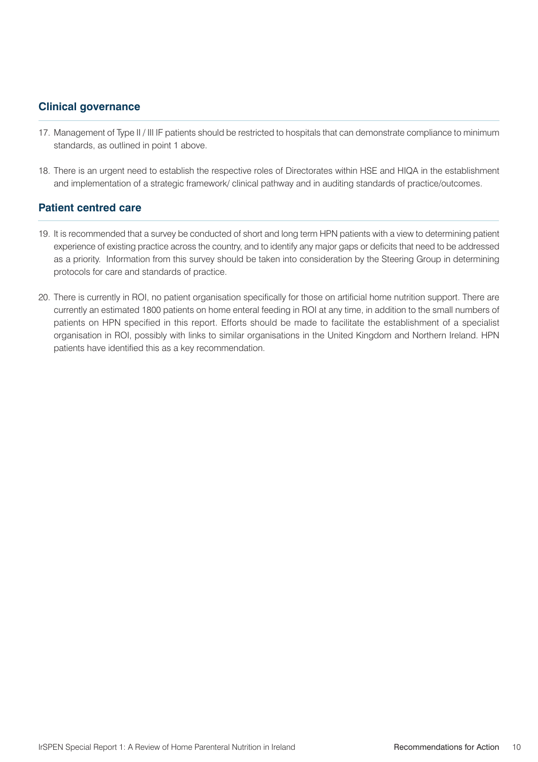## Clinical governance

17. Management of Type II / III IF patients should be restricted to hospitals that can demonstrate compliance to minimum standards, as outlined in point 1 above.

18. There is an urgent need to establish the respective roles of Directorates within HSE and HIQA in the establishment and implementation of a strategic framework/ clinical pathway and in auditing standards of practice/outcomes.

## Patient centred care

19. It is recommended that a survey be conducted of short and long term HPN patients with a view to determining patient experience of existing practice across the country, and to identify any major gaps or deficits that need to be addressed as a priority. Information from this survey should be taken into consideration by the Steering Group in determining protocols for care and standards of practice.

20. There is currently in ROI, no patient organisation specifically for those on artificial home nutrition support. There are currently an estimated 1800 patients on home enteral feeding in ROI at any time, in addition to the small numbers of patients on HPN specified in this report. Efforts should be made to facilitate the establishment of a specialist organisation in ROI, possibly with links to similar organisations in the United Kingdom and Northern Ireland. HPN patients have identified this as a key recommendation.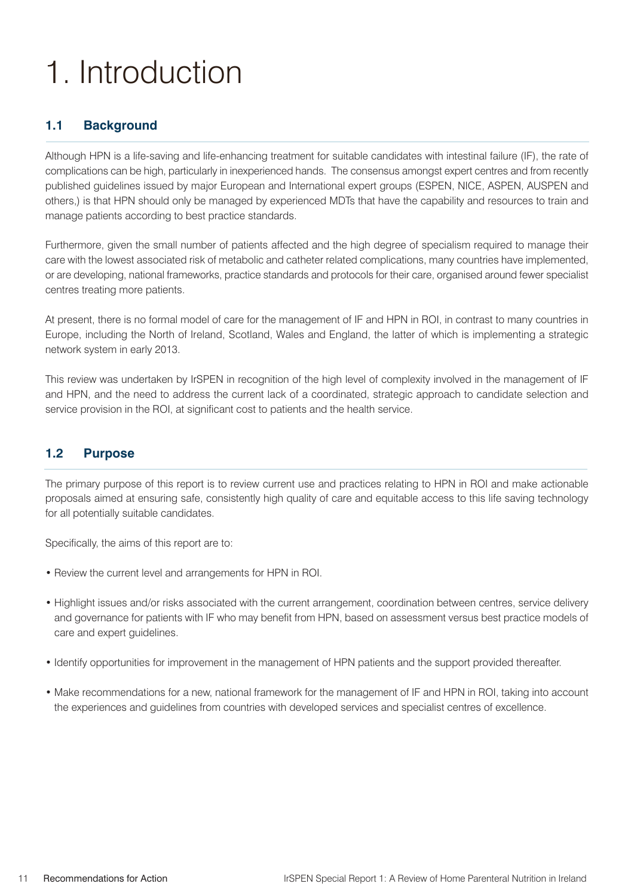# 1. Introduction

## 1.1 Background

Although HPN is a life-saving and life-enhancing treatment for suitable candidates with intestinal failure (IF), the rate of complications can be high, particularly in inexperienced hands. The consensus amongst expert centres and from recently published guidelines issued by major European and International expert groups (ESPEN, NICE, ASPEN, AUSPEN and others,) is that HPN should only be managed by experienced MDTs that have the capability and resources to train and manage patients according to best practice standards.

Furthermore, given the small number of patients affected and the high degree of specialism required to manage their care with the lowest associated risk of metabolic and catheter related complications, many countries have implemented, or are developing, national frameworks, practice standards and protocols for their care, organised around fewer specialist centres treating more patients.

At present, there is no formal model of care for the management of IF and HPN in ROI, in contrast to many countries in Europe, including the North of Ireland, Scotland, Wales and England, the latter of which is implementing a strategic network system in early 2013.

This review was undertaken by IrSPEN in recognition of the high level of complexity involved in the management of IF and HPN, and the need to address the current lack of a coordinated, strategic approach to candidate selection and service provision in the ROI, at significant cost to patients and the health service.

## 1.2 Purpose

The primary purpose of this report is to review current use and practices relating to HPN in ROI and make actionable proposals aimed at ensuring safe, consistently high quality of care and equitable access to this life saving technology for all potentially suitable candidates.

Specifically, the aims of this report are to:

- Review the current level and arrangements for HPN in ROI.
- Highlight issues and/or risks associated with the current arrangement, coordination between centres, service delivery and governance for patients with IF who may benefit from HPN, based on assessment versus best practice models of care and expert guidelines.
- Identify opportunities for improvement in the management of HPN patients and the support provided thereafter.
- Make recommendations for a new, national framework for the management of IF and HPN in ROI, taking into account the experiences and guidelines from countries with developed services and specialist centres of excellence.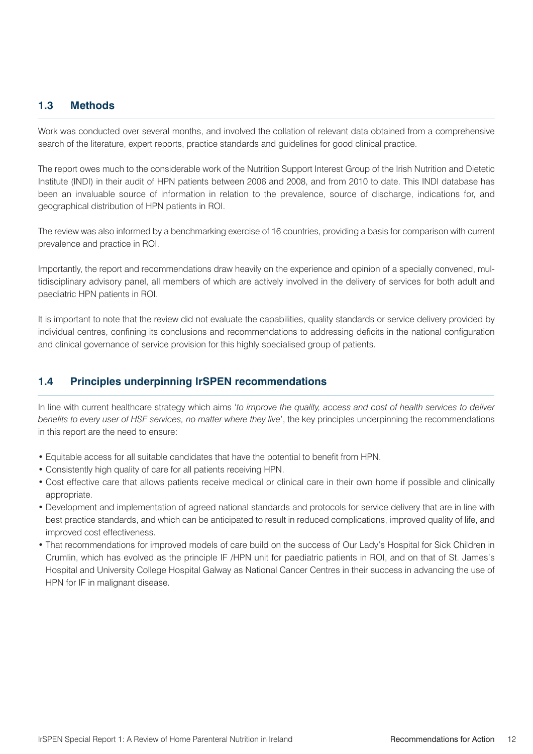## 1.3 Methods

Work was conducted over several months, and involved the collation of relevant data obtained from a comprehensive search of the literature, expert reports, practice standards and guidelines for good clinical practice.

The report owes much to the considerable work of the Nutrition Support Interest Group of the Irish Nutrition and Dietetic Institute (INDI) in their audit of HPN patients between 2006 and 2008, and from 2010 to date. This INDI database has been an invaluable source of information in relation to the prevalence, source of discharge, indications for, and geographical distribution of HPN patients in ROI.

The review was also informed by a benchmarking exercise of 16 countries, providing a basis for comparison with current prevalence and practice in ROI.

Importantly, the report and recommendations draw heavily on the experience and opinion of a specially convened, multidisciplinary advisory panel, all members of which are actively involved in the delivery of services for both adult and paediatric HPN patients in ROI.

It is important to note that the review did not evaluate the capabilities, quality standards or service delivery provided by individual centres, confining its conclusions and recommendations to addressing deficits in the national configuration and clinical governance of service provision for this highly specialised group of patients.

## 1.4 Principles underpinning IrSPEN recommendations

In line with current healthcare strategy which aims '*to improve the quality, access and cost of health services to deliver benefits to every user of HSE services, no matter where they live*', the key principles underpinning the recommendations in this report are the need to ensure:

- Equitable access for all suitable candidates that have the potential to benefit from HPN.
- Consistently high quality of care for all patients receiving HPN.
- Cost effective care that allows patients receive medical or clinical care in their own home if possible and clinically appropriate.
- Development and implementation of agreed national standards and protocols for service delivery that are in line with best practice standards, and which can be anticipated to result in reduced complications, improved quality of life, and improved cost effectiveness.
- That recommendations for improved models of care build on the success of Our Lady's Hospital for Sick Children in Crumlin, which has evolved as the principle IF /HPN unit for paediatric patients in ROI, and on that of St. James's Hospital and University College Hospital Galway as National Cancer Centres in their success in advancing the use of HPN for IF in malignant disease.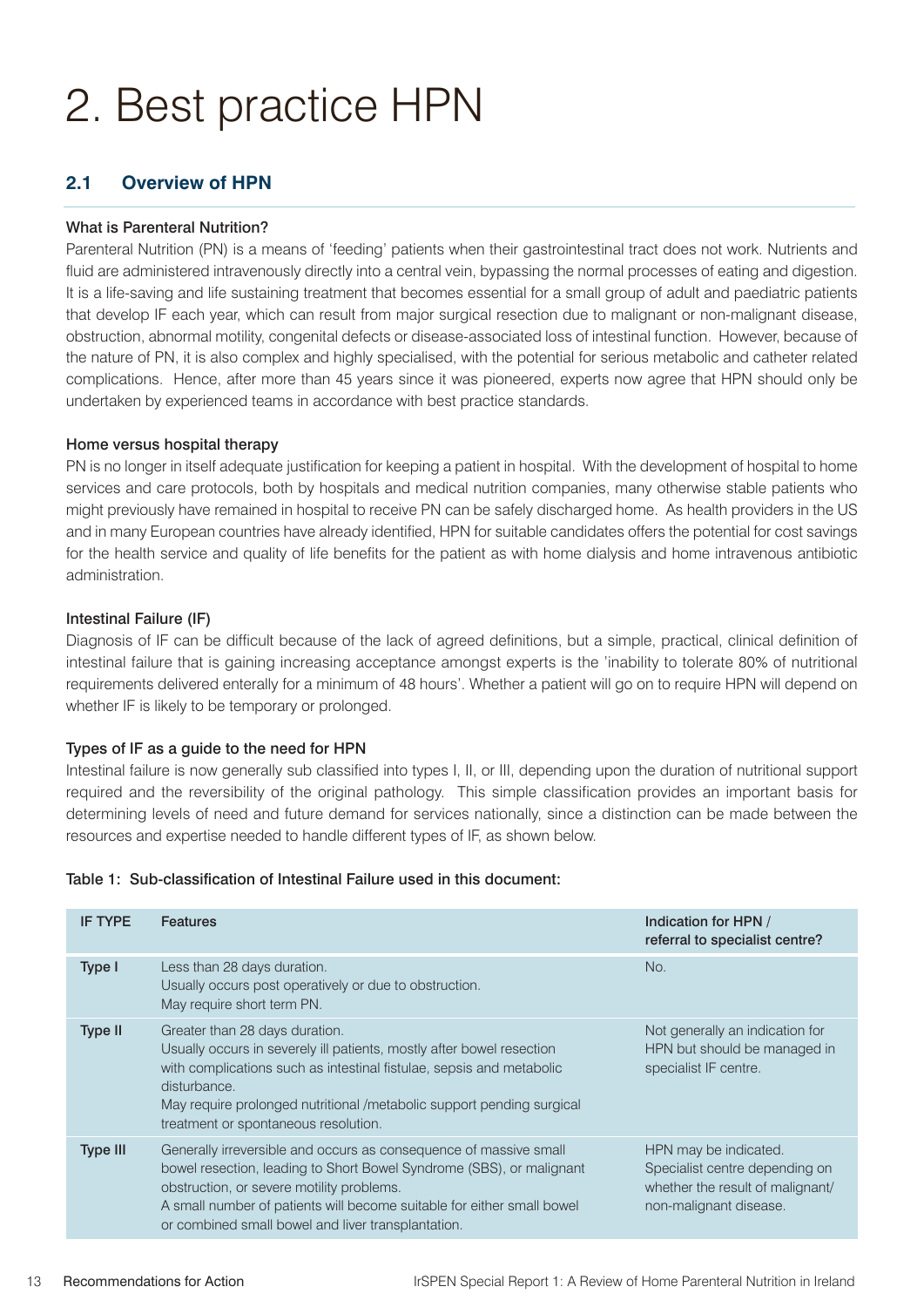# 2. Best practice HPN

## 2.1 Overview of HPN

### What is Parenteral Nutrition?

Parenteral Nutrition (PN) is a means of 'feeding' patients when their gastrointestinal tract does not work. Nutrients and fluid are administered intravenously directly into a central vein, bypassing the normal processes of eating and digestion. It is a life-saving and life sustaining treatment that becomes essential for a small group of adult and paediatric patients that develop IF each year, which can result from major surgical resection due to malignant or non-malignant disease, obstruction, abnormal motility, congenital defects or disease-associated loss of intestinal function. However, because of the nature of PN, it is also complex and highly specialised, with the potential for serious metabolic and catheter related complications. Hence, after more than 45 years since it was pioneered, experts now agree that HPN should only be undertaken by experienced teams in accordance with best practice standards.

### Home versus hospital therapy

PN is no longer in itself adequate justification for keeping a patient in hospital. With the development of hospital to home services and care protocols, both by hospitals and medical nutrition companies, many otherwise stable patients who might previously have remained in hospital to receive PN can be safely discharged home. As health providers in the US and in many European countries have already identified, HPN for suitable candidates offers the potential for cost savings for the health service and quality of life benefits for the patient as with home dialysis and home intravenous antibiotic administration.

### Intestinal Failure (IF)

Diagnosis of IF can be difficult because of the lack of agreed definitions, but a simple, practical, clinical definition of intestinal failure that is gaining increasing acceptance amongst experts is the 'inability to tolerate 80% of nutritional requirements delivered enterally for a minimum of 48 hours'. Whether a patient will go on to require HPN will depend on whether IF is likely to be temporary or prolonged.

### Types of IF as a guide to the need for HPN

Intestinal failure is now generally sub classified into types I, II, or III, depending upon the duration of nutritional support required and the reversibility of the original pathology. This simple classification provides an important basis for determining levels of need and future demand for services nationally, since a distinction can be made between the resources and expertise needed to handle different types of IF, as shown below.

**Table 1: Sub-classification of Intestinal Failure used in this document:**

| IF TYPE | Features | Indication for HPN / referral to specialist centre? |
|---|---|---|
| **Type I** | Less than 28 days duration. Usually occurs post operatively or due to obstruction. May require short term PN. | No. |
| **Type II** | Greater than 28 days duration. Usually occurs in severely ill patients, mostly after bowel resection with complications such as intestinal fistulae, sepsis and metabolic disturbance. May require prolonged nutritional /metabolic support pending surgical treatment or spontaneous resolution. | Not generally an indication for HPN but should be managed in specialist IF centre. |
| **Type III** | Generally irreversible and occurs as consequence of massive small bowel resection, leading to Short Bowel Syndrome (SBS), or malignant obstruction, or severe motility problems. A small number of patients will become suitable for either small bowel or combined small bowel and liver transplantation. | HPN may be indicated. Specialist centre depending on whether the result of malignant/ non-malignant disease. |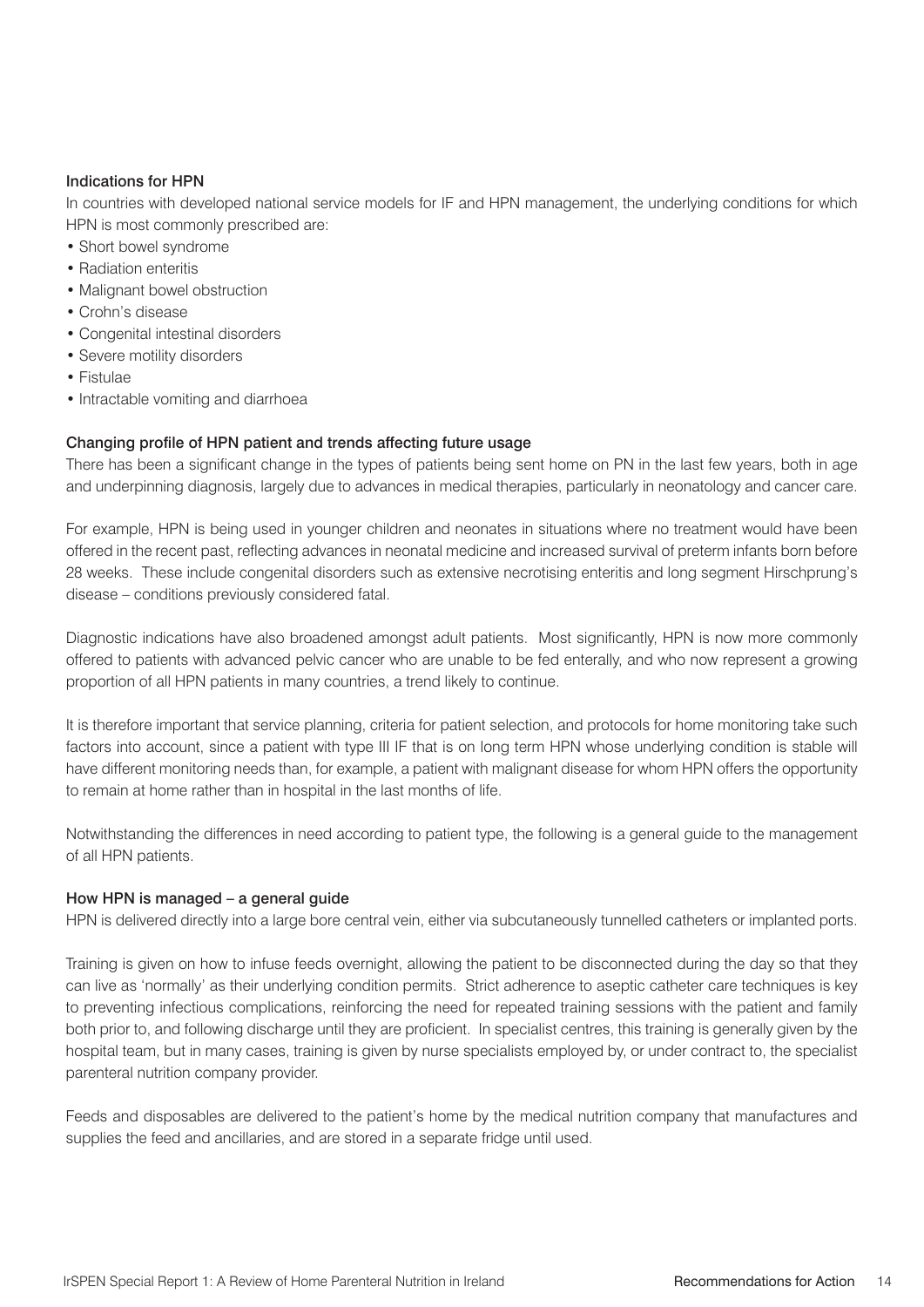### Indications for HPN

In countries with developed national service models for IF and HPN management, the underlying conditions for which HPN is most commonly prescribed are:

- Short bowel syndrome
- Radiation enteritis
- Malignant bowel obstruction
- Crohn's disease
- Congenital intestinal disorders
- Severe motility disorders
- Fistulae
- Intractable vomiting and diarrhoea

### Changing profile of HPN patient and trends affecting future usage

There has been a significant change in the types of patients being sent home on PN in the last few years, both in age and underpinning diagnosis, largely due to advances in medical therapies, particularly in neonatology and cancer care.

For example, HPN is being used in younger children and neonates in situations where no treatment would have been offered in the recent past, reflecting advances in neonatal medicine and increased survival of preterm infants born before 28 weeks. These include congenital disorders such as extensive necrotising enteritis and long segment Hirschprung's disease – conditions previously considered fatal.

Diagnostic indications have also broadened amongst adult patients. Most significantly, HPN is now more commonly offered to patients with advanced pelvic cancer who are unable to be fed enterally, and who now represent a growing proportion of all HPN patients in many countries, a trend likely to continue.

It is therefore important that service planning, criteria for patient selection, and protocols for home monitoring take such factors into account, since a patient with type III IF that is on long term HPN whose underlying condition is stable will have different monitoring needs than, for example, a patient with malignant disease for whom HPN offers the opportunity to remain at home rather than in hospital in the last months of life.

Notwithstanding the differences in need according to patient type, the following is a general guide to the management of all HPN patients.

### How HPN is managed – a general guide

HPN is delivered directly into a large bore central vein, either via subcutaneously tunnelled catheters or implanted ports.

Training is given on how to infuse feeds overnight, allowing the patient to be disconnected during the day so that they can live as 'normally' as their underlying condition permits. Strict adherence to aseptic catheter care techniques is key to preventing infectious complications, reinforcing the need for repeated training sessions with the patient and family both prior to, and following discharge until they are proficient. In specialist centres, this training is generally given by the hospital team, but in many cases, training is given by nurse specialists employed by, or under contract to, the specialist parenteral nutrition company provider.

Feeds and disposables are delivered to the patient's home by the medical nutrition company that manufactures and supplies the feed and ancillaries, and are stored in a separate fridge until used.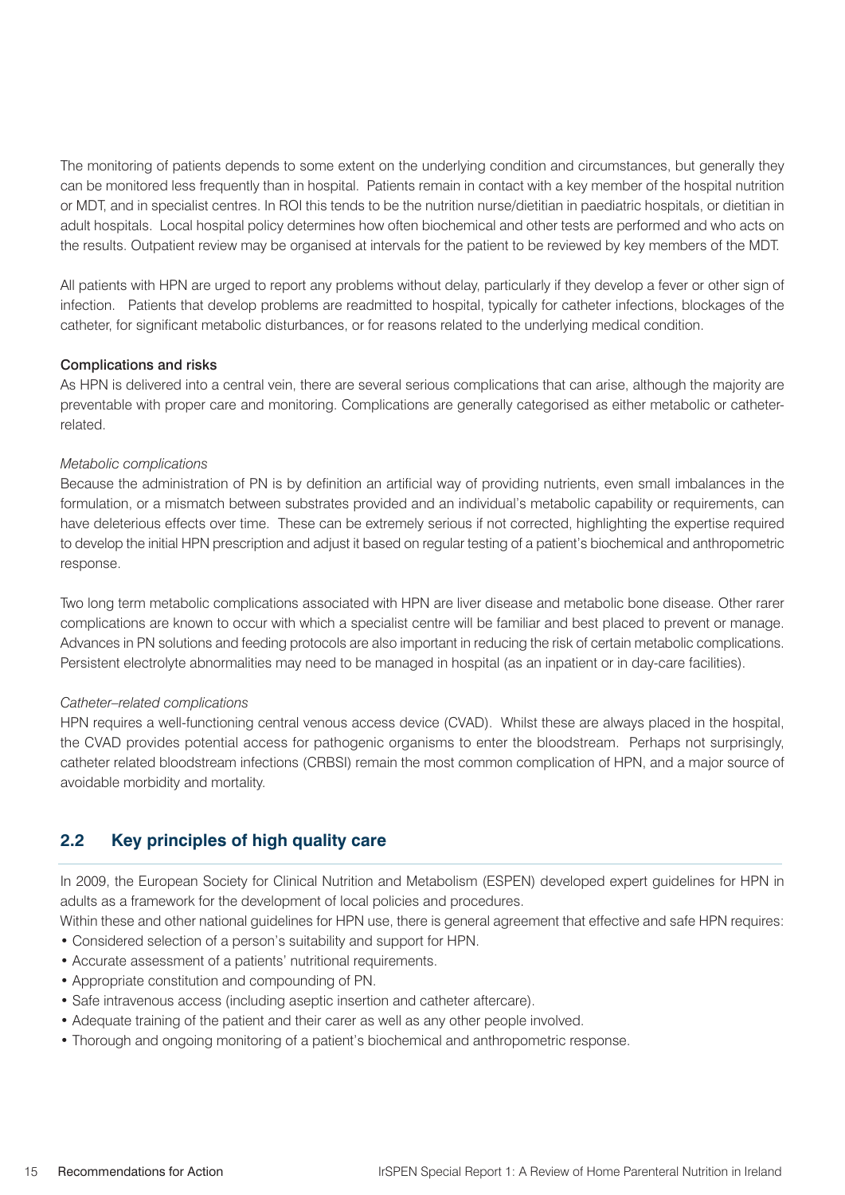The monitoring of patients depends to some extent on the underlying condition and circumstances, but generally they can be monitored less frequently than in hospital. Patients remain in contact with a key member of the hospital nutrition or MDT, and in specialist centres. In ROI this tends to be the nutrition nurse/dietitian in paediatric hospitals, or dietitian in adult hospitals. Local hospital policy determines how often biochemical and other tests are performed and who acts on the results. Outpatient review may be organised at intervals for the patient to be reviewed by key members of the MDT.

All patients with HPN are urged to report any problems without delay, particularly if they develop a fever or other sign of infection. Patients that develop problems are readmitted to hospital, typically for catheter infections, blockages of the catheter, for significant metabolic disturbances, or for reasons related to the underlying medical condition.

**Complications and risks**

As HPN is delivered into a central vein, there are several serious complications that can arise, although the majority are preventable with proper care and monitoring. Complications are generally categorised as either metabolic or catheter-related.

*Metabolic complications*

Because the administration of PN is by definition an artificial way of providing nutrients, even small imbalances in the formulation, or a mismatch between substrates provided and an individual's metabolic capability or requirements, can have deleterious effects over time. These can be extremely serious if not corrected, highlighting the expertise required to develop the initial HPN prescription and adjust it based on regular testing of a patient's biochemical and anthropometric response.

Two long term metabolic complications associated with HPN are liver disease and metabolic bone disease. Other rarer complications are known to occur with which a specialist centre will be familiar and best placed to prevent or manage. Advances in PN solutions and feeding protocols are also important in reducing the risk of certain metabolic complications. Persistent electrolyte abnormalities may need to be managed in hospital (as an inpatient or in day-care facilities).

*Catheter–related complications*

HPN requires a well-functioning central venous access device (CVAD). Whilst these are always placed in the hospital, the CVAD provides potential access for pathogenic organisms to enter the bloodstream. Perhaps not surprisingly, catheter related bloodstream infections (CRBSI) remain the most common complication of HPN, and a major source of avoidable morbidity and mortality.

## 2.2 Key principles of high quality care

In 2009, the European Society for Clinical Nutrition and Metabolism (ESPEN) developed expert guidelines for HPN in adults as a framework for the development of local policies and procedures.

Within these and other national guidelines for HPN use, there is general agreement that effective and safe HPN requires:

- Considered selection of a person's suitability and support for HPN.
- Accurate assessment of a patients' nutritional requirements.
- Appropriate constitution and compounding of PN.
- Safe intravenous access (including aseptic insertion and catheter aftercare).
- Adequate training of the patient and their carer as well as any other people involved.
- Thorough and ongoing monitoring of a patient's biochemical and anthropometric response.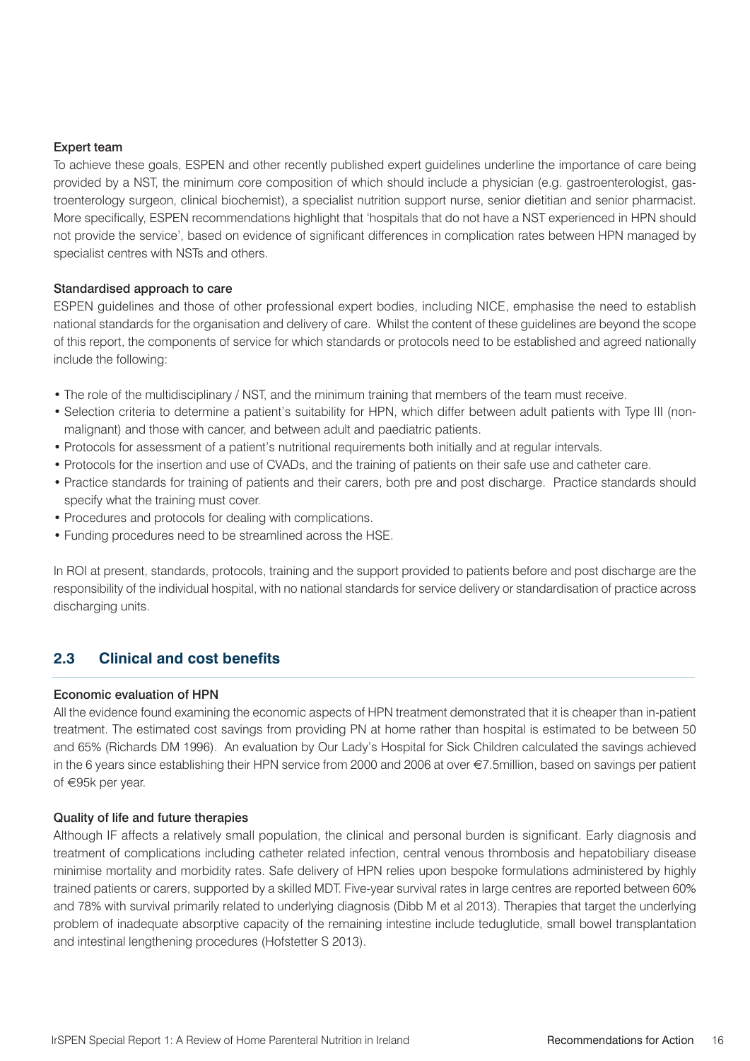#### Expert team

To achieve these goals, ESPEN and other recently published expert guidelines underline the importance of care being provided by a NST, the minimum core composition of which should include a physician (e.g. gastroenterologist, gastroenterology surgeon, clinical biochemist), a specialist nutrition support nurse, senior dietitian and senior pharmacist. More specifically, ESPEN recommendations highlight that 'hospitals that do not have a NST experienced in HPN should not provide the service', based on evidence of significant differences in complication rates between HPN managed by specialist centres with NSTs and others.

#### Standardised approach to care

ESPEN guidelines and those of other professional expert bodies, including NICE, emphasise the need to establish national standards for the organisation and delivery of care. Whilst the content of these guidelines are beyond the scope of this report, the components of service for which standards or protocols need to be established and agreed nationally include the following:

- The role of the multidisciplinary / NST, and the minimum training that members of the team must receive.
- Selection criteria to determine a patient's suitability for HPN, which differ between adult patients with Type III (non-malignant) and those with cancer, and between adult and paediatric patients.
- Protocols for assessment of a patient's nutritional requirements both initially and at regular intervals.
- Protocols for the insertion and use of CVADs, and the training of patients on their safe use and catheter care.
- Practice standards for training of patients and their carers, both pre and post discharge. Practice standards should specify what the training must cover.
- Procedures and protocols for dealing with complications.
- Funding procedures need to be streamlined across the HSE.

In ROI at present, standards, protocols, training and the support provided to patients before and post discharge are the responsibility of the individual hospital, with no national standards for service delivery or standardisation of practice across discharging units.

## 2.3 Clinical and cost benefits

#### Economic evaluation of HPN

All the evidence found examining the economic aspects of HPN treatment demonstrated that it is cheaper than in-patient treatment. The estimated cost savings from providing PN at home rather than hospital is estimated to be between 50 and 65% (Richards DM 1996). An evaluation by Our Lady's Hospital for Sick Children calculated the savings achieved in the 6 years since establishing their HPN service from 2000 and 2006 at over €7.5million, based on savings per patient of €95k per year.

#### Quality of life and future therapies

Although IF affects a relatively small population, the clinical and personal burden is significant. Early diagnosis and treatment of complications including catheter related infection, central venous thrombosis and hepatobiliary disease minimise mortality and morbidity rates. Safe delivery of HPN relies upon bespoke formulations administered by highly trained patients or carers, supported by a skilled MDT. Five-year survival rates in large centres are reported between 60% and 78% with survival primarily related to underlying diagnosis (Dibb M et al 2013). Therapies that target the underlying problem of inadequate absorptive capacity of the remaining intestine include teduglutide, small bowel transplantation and intestinal lengthening procedures (Hofstetter S 2013).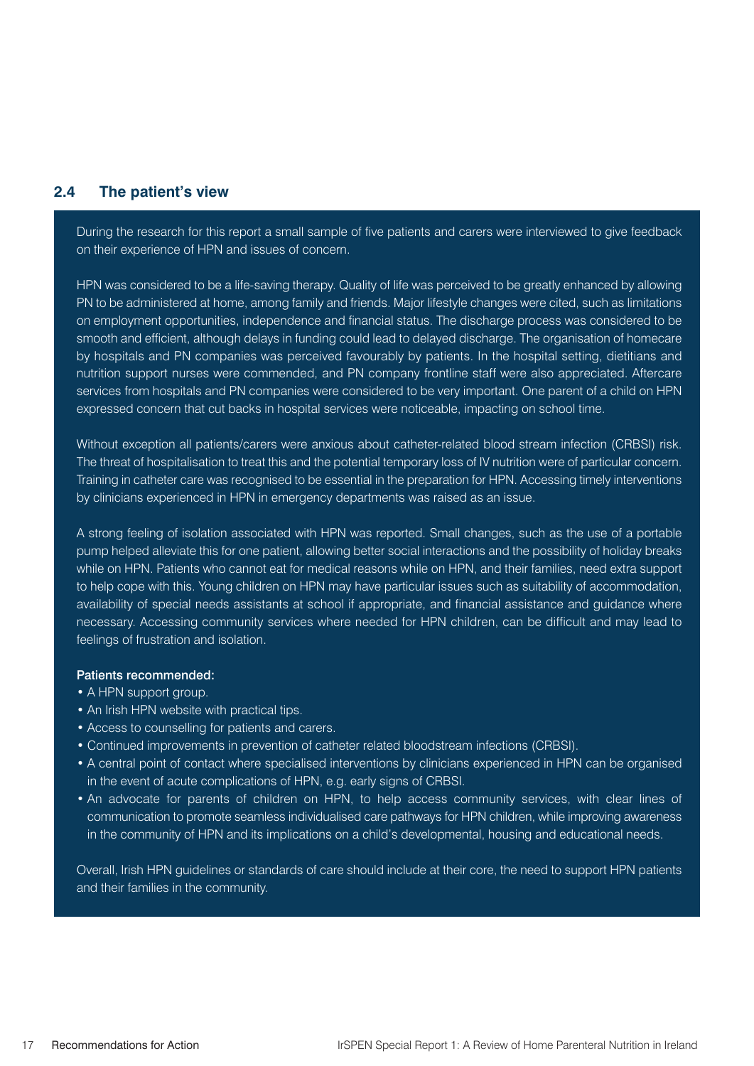## 2.4 The patient's view

During the research for this report a small sample of five patients and carers were interviewed to give feedback on their experience of HPN and issues of concern.

HPN was considered to be a life-saving therapy. Quality of life was perceived to be greatly enhanced by allowing PN to be administered at home, among family and friends. Major lifestyle changes were cited, such as limitations on employment opportunities, independence and financial status. The discharge process was considered to be smooth and efficient, although delays in funding could lead to delayed discharge. The organisation of homecare by hospitals and PN companies was perceived favourably by patients. In the hospital setting, dietitians and nutrition support nurses were commended, and PN company frontline staff were also appreciated. Aftercare services from hospitals and PN companies were considered to be very important. One parent of a child on HPN expressed concern that cut backs in hospital services were noticeable, impacting on school time.

Without exception all patients/carers were anxious about catheter-related blood stream infection (CRBSI) risk. The threat of hospitalisation to treat this and the potential temporary loss of IV nutrition were of particular concern. Training in catheter care was recognised to be essential in the preparation for HPN. Accessing timely interventions by clinicians experienced in HPN in emergency departments was raised as an issue.

A strong feeling of isolation associated with HPN was reported. Small changes, such as the use of a portable pump helped alleviate this for one patient, allowing better social interactions and the possibility of holiday breaks while on HPN. Patients who cannot eat for medical reasons while on HPN, and their families, need extra support to help cope with this. Young children on HPN may have particular issues such as suitability of accommodation, availability of special needs assistants at school if appropriate, and financial assistance and guidance where necessary. Accessing community services where needed for HPN children, can be difficult and may lead to feelings of frustration and isolation.

**Patients recommended:**

- A HPN support group.
- An Irish HPN website with practical tips.
- Access to counselling for patients and carers.
- Continued improvements in prevention of catheter related bloodstream infections (CRBSI).
- A central point of contact where specialised interventions by clinicians experienced in HPN can be organised in the event of acute complications of HPN, e.g. early signs of CRBSI.
- An advocate for parents of children on HPN, to help access community services, with clear lines of communication to promote seamless individualised care pathways for HPN children, while improving awareness in the community of HPN and its implications on a child's developmental, housing and educational needs.

Overall, Irish HPN guidelines or standards of care should include at their core, the need to support HPN patients and their families in the community.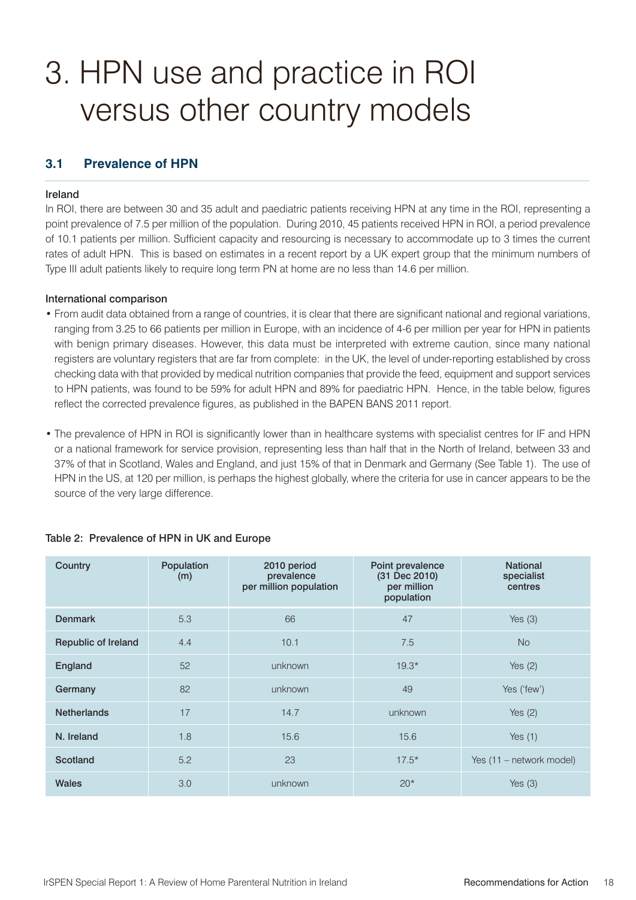# 3. HPN use and practice in ROI versus other country models

## 3.1 Prevalence of HPN

### Ireland

In ROI, there are between 30 and 35 adult and paediatric patients receiving HPN at any time in the ROI, representing a point prevalence of 7.5 per million of the population. During 2010, 45 patients received HPN in ROI, a period prevalence of 10.1 patients per million. Sufficient capacity and resourcing is necessary to accommodate up to 3 times the current rates of adult HPN. This is based on estimates in a recent report by a UK expert group that the minimum numbers of Type III adult patients likely to require long term PN at home are no less than 14.6 per million.

### International comparison

- From audit data obtained from a range of countries, it is clear that there are significant national and regional variations, ranging from 3.25 to 66 patients per million in Europe, with an incidence of 4-6 per million per year for HPN in patients with benign primary diseases. However, this data must be interpreted with extreme caution, since many national registers are voluntary registers that are far from complete: in the UK, the level of under-reporting established by cross checking data with that provided by medical nutrition companies that provide the feed, equipment and support services to HPN patients, was found to be 59% for adult HPN and 89% for paediatric HPN. Hence, in the table below, figures reflect the corrected prevalence figures, as published in the BAPEN BANS 2011 report.

- The prevalence of HPN in ROI is significantly lower than in healthcare systems with specialist centres for IF and HPN or a national framework for service provision, representing less than half that in the North of Ireland, between 33 and 37% of that in Scotland, Wales and England, and just 15% of that in Denmark and Germany (See Table 1). The use of HPN in the US, at 120 per million, is perhaps the highest globally, where the criteria for use in cancer appears to be the source of the very large difference.

Table 2: Prevalence of HPN in UK and Europe

| Country | Population (m) | 2010 period prevalence per million population | Point prevalence (31 Dec 2010) per million population | National specialist centres |
|---|---|---|---|---|
| Denmark | 5.3 | 66 | 47 | Yes (3) |
| Republic of Ireland | 4.4 | 10.1 | 7.5 | No |
| England | 52 | unknown | 19.3* | Yes (2) |
| Germany | 82 | unknown | 49 | Yes ('few') |
| Netherlands | 17 | 14.7 | unknown | Yes (2) |
| N. Ireland | 1.8 | 15.6 | 15.6 | Yes (1) |
| Scotland | 5.2 | 23 | 17.5* | Yes (11 – network model) |
| Wales | 3.0 | unknown | 20* | Yes (3) |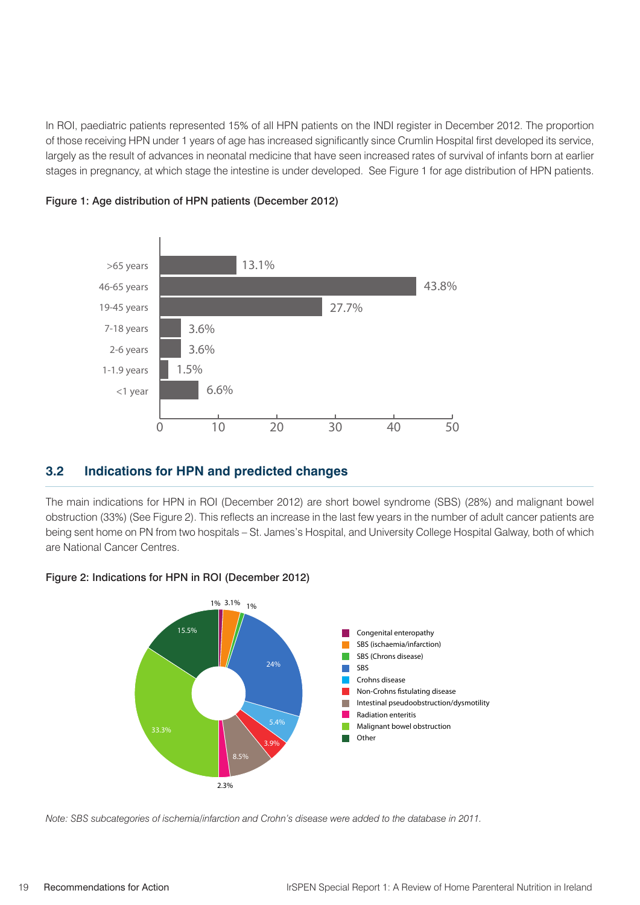In ROI, paediatric patients represented 15% of all HPN patients on the INDI register in December 2012. The proportion of those receiving HPN under 1 years of age has increased significantly since Crumlin Hospital first developed its service, largely as the result of advances in neonatal medicine that have seen increased rates of survival of infants born at earlier stages in pregnancy, at which stage the intestine is under developed. See Figure 1 for age distribution of HPN patients.

**Figure 1: Age distribution of HPN patients (December 2012)**

| Age group | % |
|---|---|
| >65 years | 13.1% |
| 46-65 years | 43.8% |
| 19-45 years | 27.7% |
| 7-18 years | 3.6% |
| 2-6 years | 3.6% |
| 1-1.9 years | 1.5% |
| <1 year | 6.6% |

## 3.2 Indications for HPN and predicted changes

The main indications for HPN in ROI (December 2012) are short bowel syndrome (SBS) (28%) and malignant bowel obstruction (33%) (See Figure 2). This reflects an increase in the last few years in the number of adult cancer patients are being sent home on PN from two hospitals – St. James's Hospital, and University College Hospital Galway, both of which are National Cancer Centres.

**Figure 2: Indications for HPN in ROI (December 2012)**

| Indication | % |
|---|---|
| Congenital enteropathy | 1% |
| SBS (ischaemia/infarction) | 3.1% |
| SBS (Chrons disease) | 1% |
| SBS | 24% |
| Crohns disease | 5.4% |
| Non-Crohns fistulating disease | 3.9% |
| Intestinal pseudoobstruction/dysmotility | 8.5% |
| Radiation enteritis | 2.3% |
| Malignant bowel obstruction | 33.3% |
| Other | 15.5% |

*Note: SBS subcategories of ischemia/infarction and Crohn's disease were added to the database in 2011.*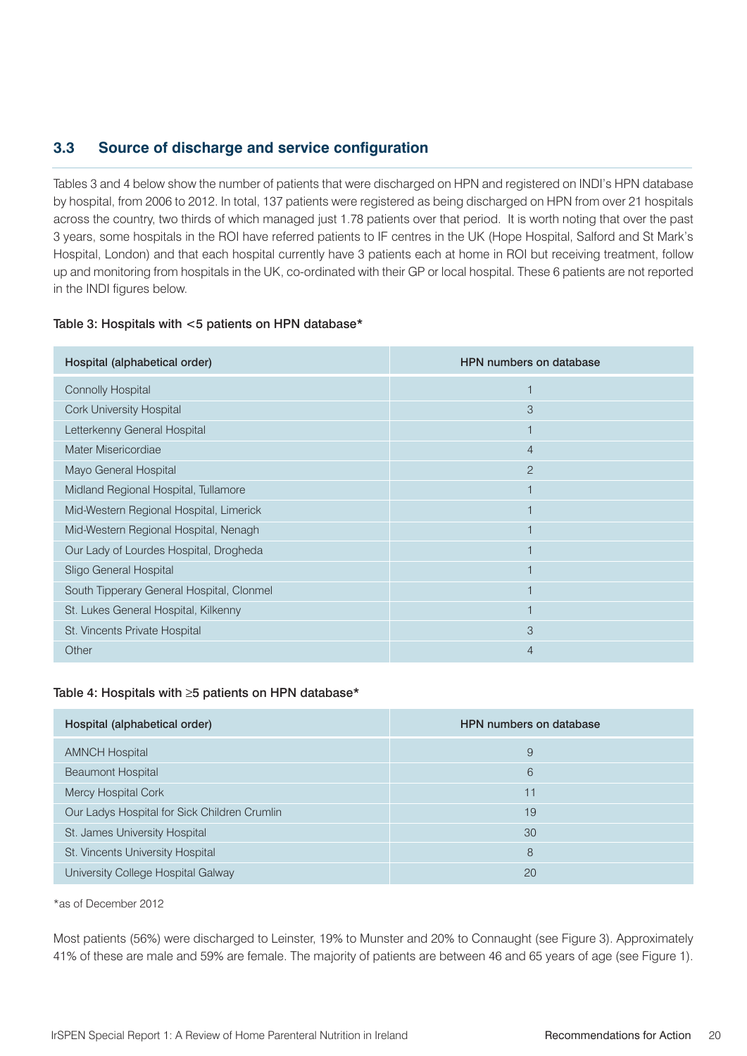## 3.3 Source of discharge and service configuration

Tables 3 and 4 below show the number of patients that were discharged on HPN and registered on INDI's HPN database by hospital, from 2006 to 2012. In total, 137 patients were registered as being discharged on HPN from over 21 hospitals across the country, two thirds of which managed just 1.78 patients over that period. It is worth noting that over the past 3 years, some hospitals in the ROI have referred patients to IF centres in the UK (Hope Hospital, Salford and St Mark's Hospital, London) and that each hospital currently have 3 patients each at home in ROI but receiving treatment, follow up and monitoring from hospitals in the UK, co-ordinated with their GP or local hospital. These 6 patients are not reported in the INDI figures below.

**Table 3: Hospitals with <5 patients on HPN database***

| Hospital (alphabetical order) | HPN numbers on database |
|---|---|
| Connolly Hospital | 1 |
| Cork University Hospital | 3 |
| Letterkenny General Hospital | 1 |
| Mater Misericordiae | 4 |
| Mayo General Hospital | 2 |
| Midland Regional Hospital, Tullamore | 1 |
| Mid-Western Regional Hospital, Limerick | 1 |
| Mid-Western Regional Hospital, Nenagh | 1 |
| Our Lady of Lourdes Hospital, Drogheda | 1 |
| Sligo General Hospital | 1 |
| South Tipperary General Hospital, Clonmel | 1 |
| St. Lukes General Hospital, Kilkenny | 1 |
| St. Vincents Private Hospital | 3 |
| Other | 4 |

**Table 4: Hospitals with ≥5 patients on HPN database***

| Hospital (alphabetical order) | HPN numbers on database |
|---|---|
| AMNCH Hospital | 9 |
| Beaumont Hospital | 6 |
| Mercy Hospital Cork | 11 |
| Our Ladys Hospital for Sick Children Crumlin | 19 |
| St. James University Hospital | 30 |
| St. Vincents University Hospital | 8 |
| University College Hospital Galway | 20 |

*as of December 2012

Most patients (56%) were discharged to Leinster, 19% to Munster and 20% to Connaught (see Figure 3). Approximately 41% of these are male and 59% are female. The majority of patients are between 46 and 65 years of age (see Figure 1).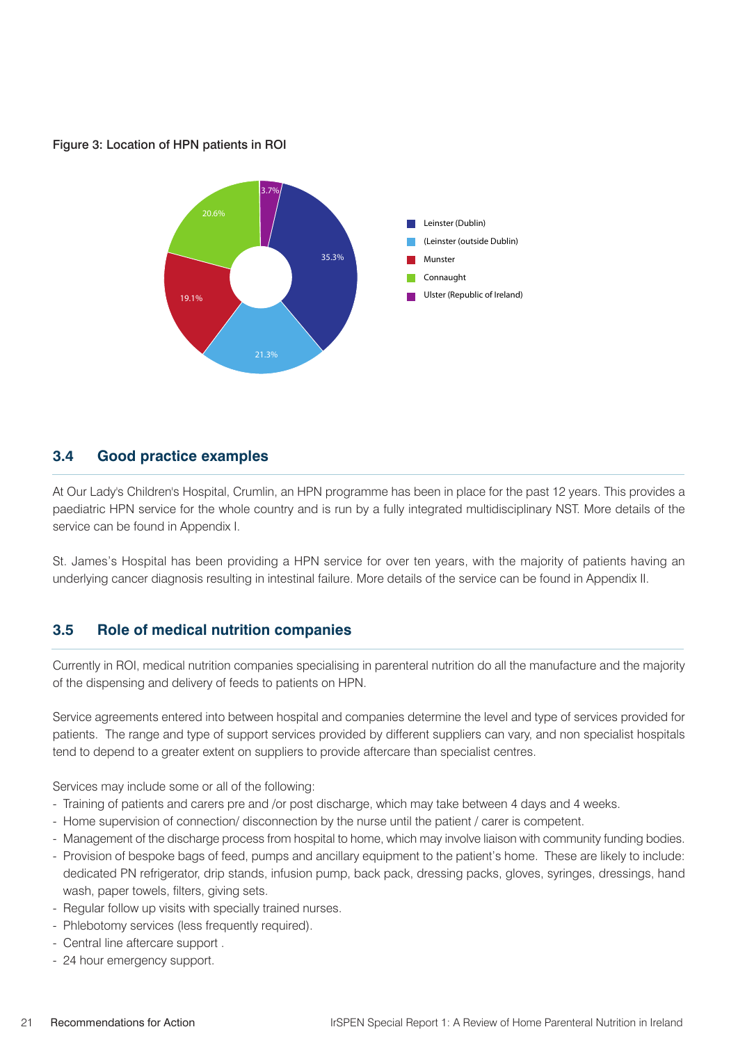Figure 3: Location of HPN patients in ROI

| Location | Percentage |
|---|---|
| Leinster (Dublin) | 35.3% |
| (Leinster (outside Dublin) | 21.3% |
| Munster | 19.1% |
| Connaught | 20.6% |
| Ulster (Republic of Ireland) | 3.7% |

## 3.4 Good practice examples

At Our Lady's Children's Hospital, Crumlin, an HPN programme has been in place for the past 12 years. This provides a paediatric HPN service for the whole country and is run by a fully integrated multidisciplinary NST. More details of the service can be found in Appendix I.

St. James's Hospital has been providing a HPN service for over ten years, with the majority of patients having an underlying cancer diagnosis resulting in intestinal failure. More details of the service can be found in Appendix II.

## 3.5 Role of medical nutrition companies

Currently in ROI, medical nutrition companies specialising in parenteral nutrition do all the manufacture and the majority of the dispensing and delivery of feeds to patients on HPN.

Service agreements entered into between hospital and companies determine the level and type of services provided for patients. The range and type of support services provided by different suppliers can vary, and non specialist hospitals tend to depend to a greater extent on suppliers to provide aftercare than specialist centres.

Services may include some or all of the following:

- Training of patients and carers pre and /or post discharge, which may take between 4 days and 4 weeks.
- Home supervision of connection/ disconnection by the nurse until the patient / carer is competent.
- Management of the discharge process from hospital to home, which may involve liaison with community funding bodies.
- Provision of bespoke bags of feed, pumps and ancillary equipment to the patient's home. These are likely to include: dedicated PN refrigerator, drip stands, infusion pump, back pack, dressing packs, gloves, syringes, dressings, hand wash, paper towels, filters, giving sets.
- Regular follow up visits with specially trained nurses.
- Phlebotomy services (less frequently required).
- Central line aftercare support .
- 24 hour emergency support.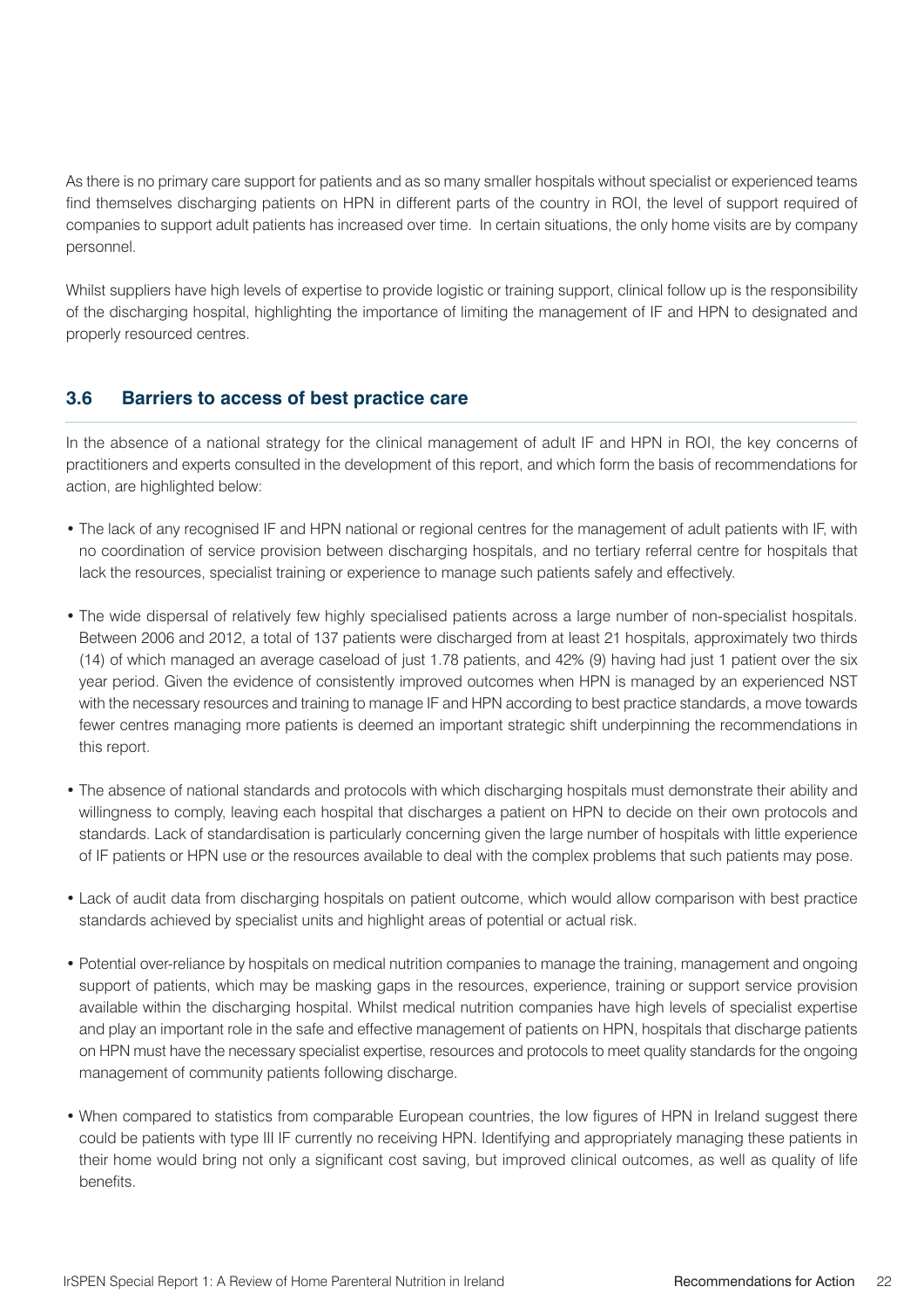As there is no primary care support for patients and as so many smaller hospitals without specialist or experienced teams find themselves discharging patients on HPN in different parts of the country in ROI, the level of support required of companies to support adult patients has increased over time. In certain situations, the only home visits are by company personnel.

Whilst suppliers have high levels of expertise to provide logistic or training support, clinical follow up is the responsibility of the discharging hospital, highlighting the importance of limiting the management of IF and HPN to designated and properly resourced centres.

### 3.6 Barriers to access of best practice care

In the absence of a national strategy for the clinical management of adult IF and HPN in ROI, the key concerns of practitioners and experts consulted in the development of this report, and which form the basis of recommendations for action, are highlighted below:

- The lack of any recognised IF and HPN national or regional centres for the management of adult patients with IF, with no coordination of service provision between discharging hospitals, and no tertiary referral centre for hospitals that lack the resources, specialist training or experience to manage such patients safely and effectively.

- The wide dispersal of relatively few highly specialised patients across a large number of non-specialist hospitals. Between 2006 and 2012, a total of 137 patients were discharged from at least 21 hospitals, approximately two thirds (14) of which managed an average caseload of just 1.78 patients, and 42% (9) having had just 1 patient over the six year period. Given the evidence of consistently improved outcomes when HPN is managed by an experienced NST with the necessary resources and training to manage IF and HPN according to best practice standards, a move towards fewer centres managing more patients is deemed an important strategic shift underpinning the recommendations in this report.

- The absence of national standards and protocols with which discharging hospitals must demonstrate their ability and willingness to comply, leaving each hospital that discharges a patient on HPN to decide on their own protocols and standards. Lack of standardisation is particularly concerning given the large number of hospitals with little experience of IF patients or HPN use or the resources available to deal with the complex problems that such patients may pose.

- Lack of audit data from discharging hospitals on patient outcome, which would allow comparison with best practice standards achieved by specialist units and highlight areas of potential or actual risk.

- Potential over-reliance by hospitals on medical nutrition companies to manage the training, management and ongoing support of patients, which may be masking gaps in the resources, experience, training or support service provision available within the discharging hospital. Whilst medical nutrition companies have high levels of specialist expertise and play an important role in the safe and effective management of patients on HPN, hospitals that discharge patients on HPN must have the necessary specialist expertise, resources and protocols to meet quality standards for the ongoing management of community patients following discharge.

- When compared to statistics from comparable European countries, the low figures of HPN in Ireland suggest there could be patients with type III IF currently no receiving HPN. Identifying and appropriately managing these patients in their home would bring not only a significant cost saving, but improved clinical outcomes, as well as quality of life benefits.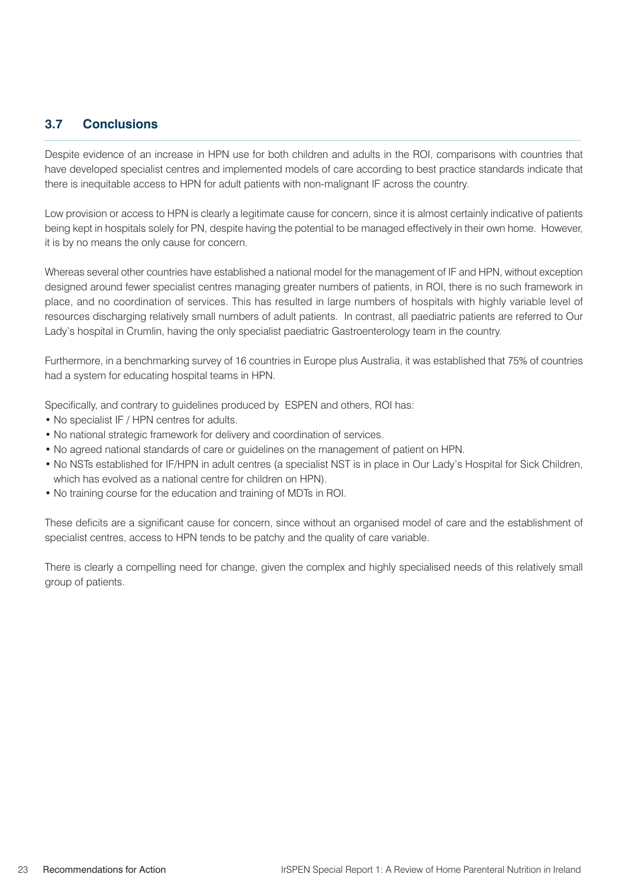## 3.7 Conclusions

Despite evidence of an increase in HPN use for both children and adults in the ROI, comparisons with countries that have developed specialist centres and implemented models of care according to best practice standards indicate that there is inequitable access to HPN for adult patients with non-malignant IF across the country.

Low provision or access to HPN is clearly a legitimate cause for concern, since it is almost certainly indicative of patients being kept in hospitals solely for PN, despite having the potential to be managed effectively in their own home. However, it is by no means the only cause for concern.

Whereas several other countries have established a national model for the management of IF and HPN, without exception designed around fewer specialist centres managing greater numbers of patients, in ROI, there is no such framework in place, and no coordination of services. This has resulted in large numbers of hospitals with highly variable level of resources discharging relatively small numbers of adult patients. In contrast, all paediatric patients are referred to Our Lady's hospital in Crumlin, having the only specialist paediatric Gastroenterology team in the country.

Furthermore, in a benchmarking survey of 16 countries in Europe plus Australia, it was established that 75% of countries had a system for educating hospital teams in HPN.

Specifically, and contrary to guidelines produced by ESPEN and others, ROI has:

- No specialist IF / HPN centres for adults.
- No national strategic framework for delivery and coordination of services.
- No agreed national standards of care or guidelines on the management of patient on HPN.
- No NSTs established for IF/HPN in adult centres (a specialist NST is in place in Our Lady's Hospital for Sick Children, which has evolved as a national centre for children on HPN).
- No training course for the education and training of MDTs in ROI.

These deficits are a significant cause for concern, since without an organised model of care and the establishment of specialist centres, access to HPN tends to be patchy and the quality of care variable.

There is clearly a compelling need for change, given the complex and highly specialised needs of this relatively small group of patients.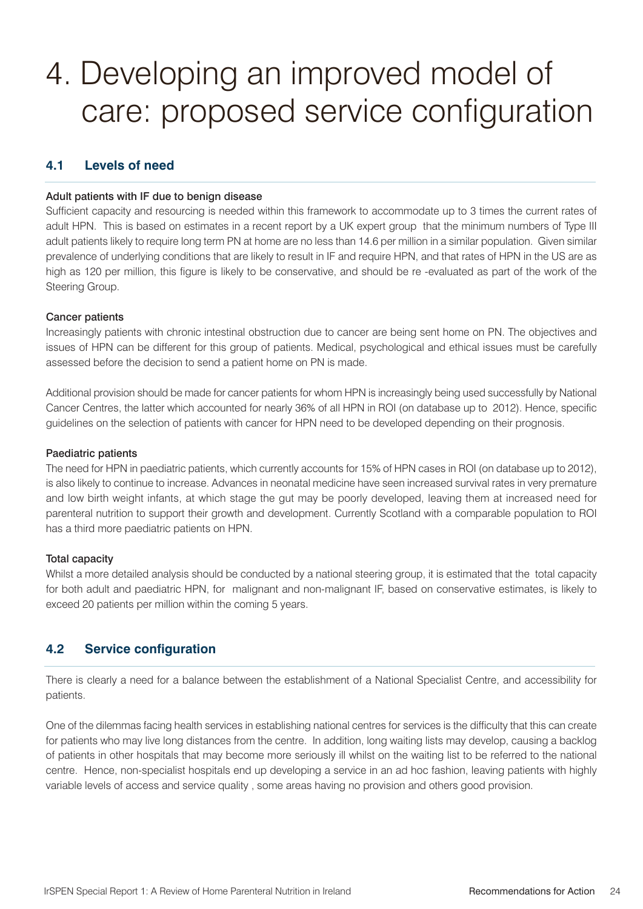# 4. Developing an improved model of care: proposed service configuration

## 4.1 Levels of need

**Adult patients with IF due to benign disease**

Sufficient capacity and resourcing is needed within this framework to accommodate up to 3 times the current rates of adult HPN. This is based on estimates in a recent report by a UK expert group that the minimum numbers of Type III adult patients likely to require long term PN at home are no less than 14.6 per million in a similar population. Given similar prevalence of underlying conditions that are likely to result in IF and require HPN, and that rates of HPN in the US are as high as 120 per million, this figure is likely to be conservative, and should be re -evaluated as part of the work of the Steering Group.

**Cancer patients**

Increasingly patients with chronic intestinal obstruction due to cancer are being sent home on PN. The objectives and issues of HPN can be different for this group of patients. Medical, psychological and ethical issues must be carefully assessed before the decision to send a patient home on PN is made.

Additional provision should be made for cancer patients for whom HPN is increasingly being used successfully by National Cancer Centres, the latter which accounted for nearly 36% of all HPN in ROI (on database up to 2012). Hence, specific guidelines on the selection of patients with cancer for HPN need to be developed depending on their prognosis.

**Paediatric patients**

The need for HPN in paediatric patients, which currently accounts for 15% of HPN cases in ROI (on database up to 2012), is also likely to continue to increase. Advances in neonatal medicine have seen increased survival rates in very premature and low birth weight infants, at which stage the gut may be poorly developed, leaving them at increased need for parenteral nutrition to support their growth and development. Currently Scotland with a comparable population to ROI has a third more paediatric patients on HPN.

**Total capacity**

Whilst a more detailed analysis should be conducted by a national steering group, it is estimated that the total capacity for both adult and paediatric HPN, for malignant and non-malignant IF, based on conservative estimates, is likely to exceed 20 patients per million within the coming 5 years.

## 4.2 Service configuration

There is clearly a need for a balance between the establishment of a National Specialist Centre, and accessibility for patients.

One of the dilemmas facing health services in establishing national centres for services is the difficulty that this can create for patients who may live long distances from the centre. In addition, long waiting lists may develop, causing a backlog of patients in other hospitals that may become more seriously ill whilst on the waiting list to be referred to the national centre. Hence, non-specialist hospitals end up developing a service in an ad hoc fashion, leaving patients with highly variable levels of access and service quality , some areas having no provision and others good provision.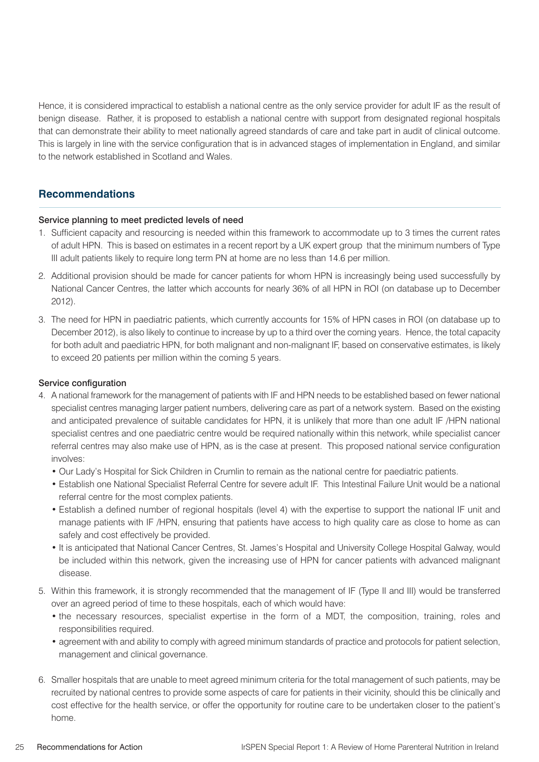Hence, it is considered impractical to establish a national centre as the only service provider for adult IF as the result of benign disease. Rather, it is proposed to establish a national centre with support from designated regional hospitals that can demonstrate their ability to meet nationally agreed standards of care and take part in audit of clinical outcome. This is largely in line with the service configuration that is in advanced stages of implementation in England, and similar to the network established in Scotland and Wales.

## Recommendations

### Service planning to meet predicted levels of need

1. Sufficient capacity and resourcing is needed within this framework to accommodate up to 3 times the current rates of adult HPN. This is based on estimates in a recent report by a UK expert group that the minimum numbers of Type III adult patients likely to require long term PN at home are no less than 14.6 per million.
2. Additional provision should be made for cancer patients for whom HPN is increasingly being used successfully by National Cancer Centres, the latter which accounts for nearly 36% of all HPN in ROI (on database up to December 2012).
3. The need for HPN in paediatric patients, which currently accounts for 15% of HPN cases in ROI (on database up to December 2012), is also likely to continue to increase by up to a third over the coming years. Hence, the total capacity for both adult and paediatric HPN, for both malignant and non-malignant IF, based on conservative estimates, is likely to exceed 20 patients per million within the coming 5 years.

### Service configuration

4. A national framework for the management of patients with IF and HPN needs to be established based on fewer national specialist centres managing larger patient numbers, delivering care as part of a network system. Based on the existing and anticipated prevalence of suitable candidates for HPN, it is unlikely that more than one adult IF /HPN national specialist centres and one paediatric centre would be required nationally within this network, while specialist cancer referral centres may also make use of HPN, as is the case at present. This proposed national service configuration involves:
   - Our Lady's Hospital for Sick Children in Crumlin to remain as the national centre for paediatric patients.
   - Establish one National Specialist Referral Centre for severe adult IF. This Intestinal Failure Unit would be a national referral centre for the most complex patients.
   - Establish a defined number of regional hospitals (level 4) with the expertise to support the national IF unit and manage patients with IF /HPN, ensuring that patients have access to high quality care as close to home as can safely and cost effectively be provided.
   - It is anticipated that National Cancer Centres, St. James's Hospital and University College Hospital Galway, would be included within this network, given the increasing use of HPN for cancer patients with advanced malignant disease.
5. Within this framework, it is strongly recommended that the management of IF (Type II and III) would be transferred over an agreed period of time to these hospitals, each of which would have:
   - the necessary resources, specialist expertise in the form of a MDT, the composition, training, roles and responsibilities required.
   - agreement with and ability to comply with agreed minimum standards of practice and protocols for patient selection, management and clinical governance.
6. Smaller hospitals that are unable to meet agreed minimum criteria for the total management of such patients, may be recruited by national centres to provide some aspects of care for patients in their vicinity, should this be clinically and cost effective for the health service, or offer the opportunity for routine care to be undertaken closer to the patient's home.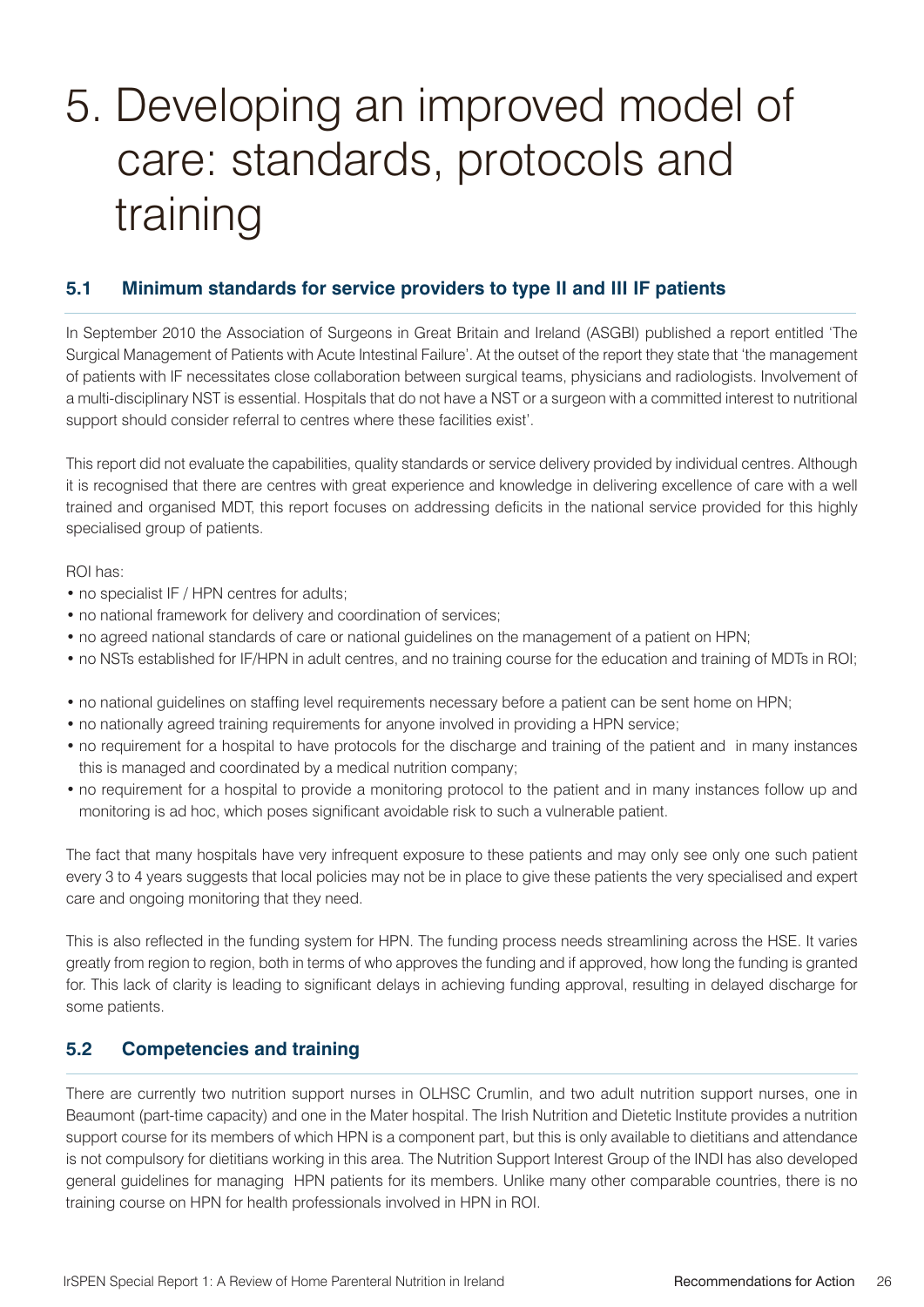# 5. Developing an improved model of care: standards, protocols and training

## 5.1 Minimum standards for service providers to type II and III IF patients

In September 2010 the Association of Surgeons in Great Britain and Ireland (ASGBI) published a report entitled 'The Surgical Management of Patients with Acute Intestinal Failure'. At the outset of the report they state that 'the management of patients with IF necessitates close collaboration between surgical teams, physicians and radiologists. Involvement of a multi-disciplinary NST is essential. Hospitals that do not have a NST or a surgeon with a committed interest to nutritional support should consider referral to centres where these facilities exist'.

This report did not evaluate the capabilities, quality standards or service delivery provided by individual centres. Although it is recognised that there are centres with great experience and knowledge in delivering excellence of care with a well trained and organised MDT, this report focuses on addressing deficits in the national service provided for this highly specialised group of patients.

ROI has:

- no specialist IF / HPN centres for adults;
- no national framework for delivery and coordination of services;
- no agreed national standards of care or national guidelines on the management of a patient on HPN;
- no NSTs established for IF/HPN in adult centres, and no training course for the education and training of MDTs in ROI;
- no national guidelines on staffing level requirements necessary before a patient can be sent home on HPN;
- no nationally agreed training requirements for anyone involved in providing a HPN service;
- no requirement for a hospital to have protocols for the discharge and training of the patient and in many instances this is managed and coordinated by a medical nutrition company;
- no requirement for a hospital to provide a monitoring protocol to the patient and in many instances follow up and monitoring is ad hoc, which poses significant avoidable risk to such a vulnerable patient.

The fact that many hospitals have very infrequent exposure to these patients and may only see only one such patient every 3 to 4 years suggests that local policies may not be in place to give these patients the very specialised and expert care and ongoing monitoring that they need.

This is also reflected in the funding system for HPN. The funding process needs streamlining across the HSE. It varies greatly from region to region, both in terms of who approves the funding and if approved, how long the funding is granted for. This lack of clarity is leading to significant delays in achieving funding approval, resulting in delayed discharge for some patients.

## 5.2 Competencies and training

There are currently two nutrition support nurses in OLHSC Crumlin, and two adult nutrition support nurses, one in Beaumont (part-time capacity) and one in the Mater hospital. The Irish Nutrition and Dietetic Institute provides a nutrition support course for its members of which HPN is a component part, but this is only available to dietitians and attendance is not compulsory for dietitians working in this area. The Nutrition Support Interest Group of the INDI has also developed general guidelines for managing HPN patients for its members. Unlike many other comparable countries, there is no training course on HPN for health professionals involved in HPN in ROI.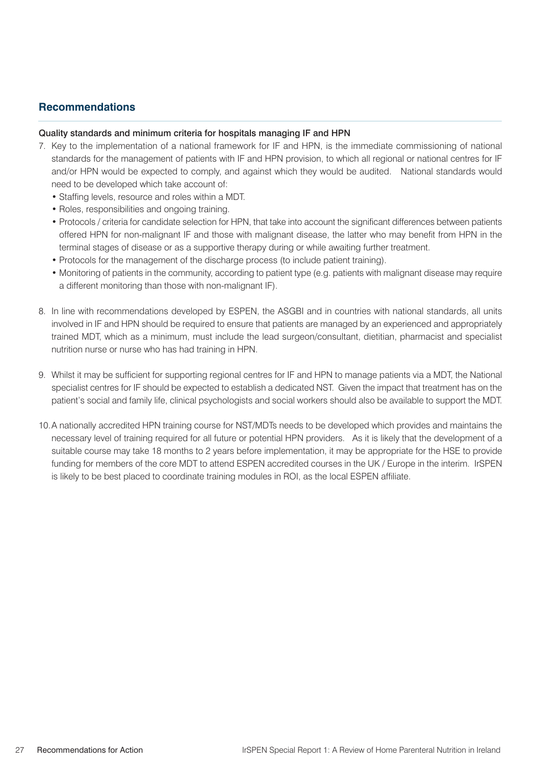## Recommendations

### Quality standards and minimum criteria for hospitals managing IF and HPN

7. Key to the implementation of a national framework for IF and HPN, is the immediate commissioning of national standards for the management of patients with IF and HPN provision, to which all regional or national centres for IF and/or HPN would be expected to comply, and against which they would be audited. National standards would need to be developed which take account of:
   - Staffing levels, resource and roles within a MDT.
   - Roles, responsibilities and ongoing training.
   - Protocols / criteria for candidate selection for HPN, that take into account the significant differences between patients offered HPN for non-malignant IF and those with malignant disease, the latter who may benefit from HPN in the terminal stages of disease or as a supportive therapy during or while awaiting further treatment.
   - Protocols for the management of the discharge process (to include patient training).
   - Monitoring of patients in the community, according to patient type (e.g. patients with malignant disease may require a different monitoring than those with non-malignant IF).

8. In line with recommendations developed by ESPEN, the ASGBI and in countries with national standards, all units involved in IF and HPN should be required to ensure that patients are managed by an experienced and appropriately trained MDT, which as a minimum, must include the lead surgeon/consultant, dietitian, pharmacist and specialist nutrition nurse or nurse who has had training in HPN.

9. Whilst it may be sufficient for supporting regional centres for IF and HPN to manage patients via a MDT, the National specialist centres for IF should be expected to establish a dedicated NST. Given the impact that treatment has on the patient's social and family life, clinical psychologists and social workers should also be available to support the MDT.

10. A nationally accredited HPN training course for NST/MDTs needs to be developed which provides and maintains the necessary level of training required for all future or potential HPN providers. As it is likely that the development of a suitable course may take 18 months to 2 years before implementation, it may be appropriate for the HSE to provide funding for members of the core MDT to attend ESPEN accredited courses in the UK / Europe in the interim. IrSPEN is likely to be best placed to coordinate training modules in ROI, as the local ESPEN affiliate.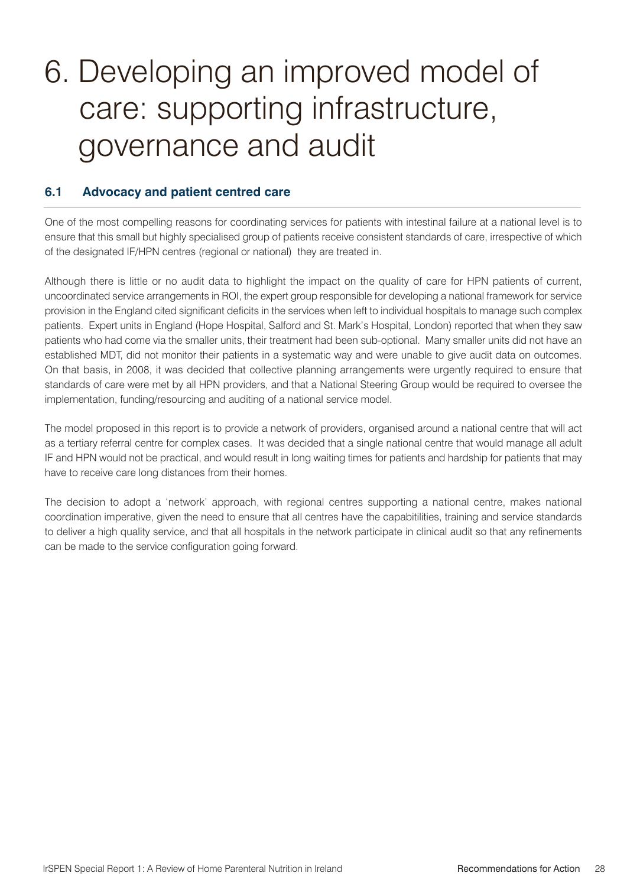# 6. Developing an improved model of care: supporting infrastructure, governance and audit

## 6.1 Advocacy and patient centred care

One of the most compelling reasons for coordinating services for patients with intestinal failure at a national level is to ensure that this small but highly specialised group of patients receive consistent standards of care, irrespective of which of the designated IF/HPN centres (regional or national) they are treated in.

Although there is little or no audit data to highlight the impact on the quality of care for HPN patients of current, uncoordinated service arrangements in ROI, the expert group responsible for developing a national framework for service provision in the England cited significant deficits in the services when left to individual hospitals to manage such complex patients. Expert units in England (Hope Hospital, Salford and St. Mark's Hospital, London) reported that when they saw patients who had come via the smaller units, their treatment had been sub-optional. Many smaller units did not have an established MDT, did not monitor their patients in a systematic way and were unable to give audit data on outcomes. On that basis, in 2008, it was decided that collective planning arrangements were urgently required to ensure that standards of care were met by all HPN providers, and that a National Steering Group would be required to oversee the implementation, funding/resourcing and auditing of a national service model.

The model proposed in this report is to provide a network of providers, organised around a national centre that will act as a tertiary referral centre for complex cases. It was decided that a single national centre that would manage all adult IF and HPN would not be practical, and would result in long waiting times for patients and hardship for patients that may have to receive care long distances from their homes.

The decision to adopt a 'network' approach, with regional centres supporting a national centre, makes national coordination imperative, given the need to ensure that all centres have the capabitilities, training and service standards to deliver a high quality service, and that all hospitals in the network participate in clinical audit so that any refinements can be made to the service configuration going forward.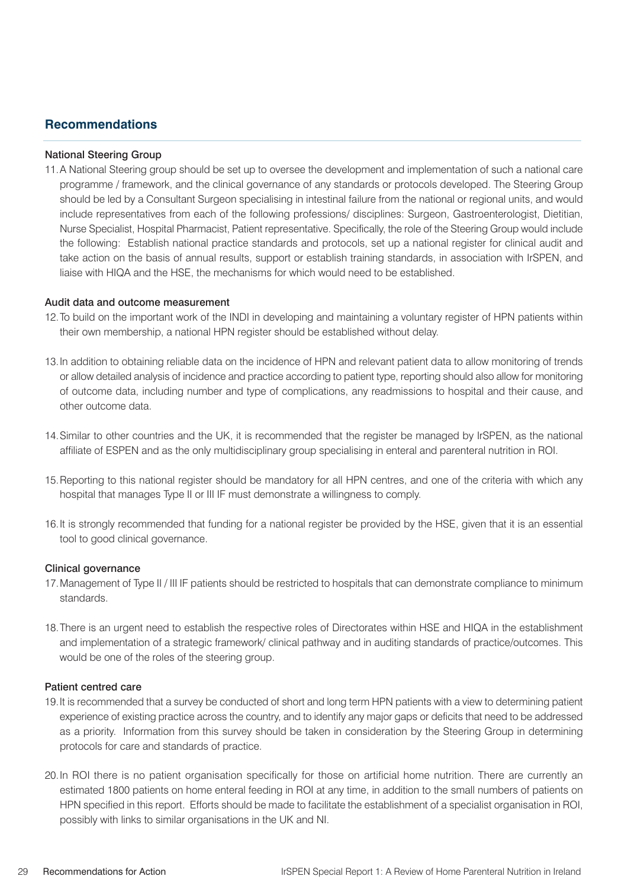## Recommendations

### National Steering Group

11. A National Steering group should be set up to oversee the development and implementation of such a national care programme / framework, and the clinical governance of any standards or protocols developed. The Steering Group should be led by a Consultant Surgeon specialising in intestinal failure from the national or regional units, and would include representatives from each of the following professions/ disciplines: Surgeon, Gastroenterologist, Dietitian, Nurse Specialist, Hospital Pharmacist, Patient representative. Specifically, the role of the Steering Group would include the following: Establish national practice standards and protocols, set up a national register for clinical audit and take action on the basis of annual results, support or establish training standards, in association with IrSPEN, and liaise with HIQA and the HSE, the mechanisms for which would need to be established.

### Audit data and outcome measurement

12. To build on the important work of the INDI in developing and maintaining a voluntary register of HPN patients within their own membership, a national HPN register should be established without delay.

13. In addition to obtaining reliable data on the incidence of HPN and relevant patient data to allow monitoring of trends or allow detailed analysis of incidence and practice according to patient type, reporting should also allow for monitoring of outcome data, including number and type of complications, any readmissions to hospital and their cause, and other outcome data.

14. Similar to other countries and the UK, it is recommended that the register be managed by IrSPEN, as the national affiliate of ESPEN and as the only multidisciplinary group specialising in enteral and parenteral nutrition in ROI.

15. Reporting to this national register should be mandatory for all HPN centres, and one of the criteria with which any hospital that manages Type II or III IF must demonstrate a willingness to comply.

16. It is strongly recommended that funding for a national register be provided by the HSE, given that it is an essential tool to good clinical governance.

### Clinical governance

17. Management of Type II / III IF patients should be restricted to hospitals that can demonstrate compliance to minimum standards.

18. There is an urgent need to establish the respective roles of Directorates within HSE and HIQA in the establishment and implementation of a strategic framework/ clinical pathway and in auditing standards of practice/outcomes. This would be one of the roles of the steering group.

### Patient centred care

19. It is recommended that a survey be conducted of short and long term HPN patients with a view to determining patient experience of existing practice across the country, and to identify any major gaps or deficits that need to be addressed as a priority. Information from this survey should be taken in consideration by the Steering Group in determining protocols for care and standards of practice.

20. In ROI there is no patient organisation specifically for those on artificial home nutrition. There are currently an estimated 1800 patients on home enteral feeding in ROI at any time, in addition to the small numbers of patients on HPN specified in this report. Efforts should be made to facilitate the establishment of a specialist organisation in ROI, possibly with links to similar organisations in the UK and NI.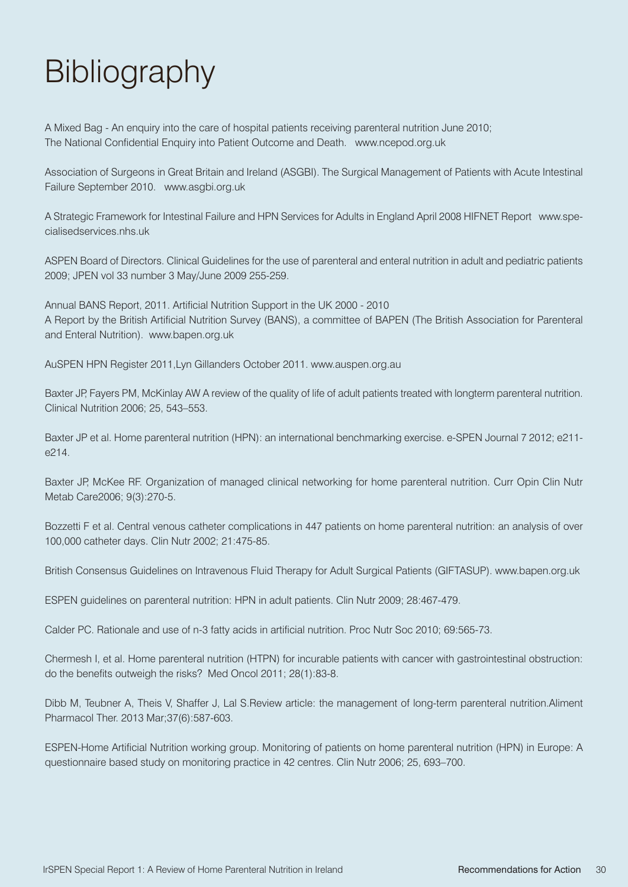# Bibliography

A Mixed Bag - An enquiry into the care of hospital patients receiving parenteral nutrition June 2010; The National Confidential Enquiry into Patient Outcome and Death. www.ncepod.org.uk

Association of Surgeons in Great Britain and Ireland (ASGBI). The Surgical Management of Patients with Acute Intestinal Failure September 2010. www.asgbi.org.uk

A Strategic Framework for Intestinal Failure and HPN Services for Adults in England April 2008 HIFNET Report www.specialisedservices.nhs.uk

ASPEN Board of Directors. Clinical Guidelines for the use of parenteral and enteral nutrition in adult and pediatric patients 2009; JPEN vol 33 number 3 May/June 2009 255-259.

Annual BANS Report, 2011. Artificial Nutrition Support in the UK 2000 - 2010
A Report by the British Artificial Nutrition Survey (BANS), a committee of BAPEN (The British Association for Parenteral and Enteral Nutrition). www.bapen.org.uk

AuSPEN HPN Register 2011,Lyn Gillanders October 2011. www.auspen.org.au

Baxter JP, Fayers PM, McKinlay AW A review of the quality of life of adult patients treated with longterm parenteral nutrition. Clinical Nutrition 2006; 25, 543–553.

Baxter JP et al. Home parenteral nutrition (HPN): an international benchmarking exercise. e-SPEN Journal 7 2012; e211-e214.

Baxter JP, McKee RF. Organization of managed clinical networking for home parenteral nutrition. Curr Opin Clin Nutr Metab Care2006; 9(3):270-5.

Bozzetti F et al. Central venous catheter complications in 447 patients on home parenteral nutrition: an analysis of over 100,000 catheter days. Clin Nutr 2002; 21:475-85.

British Consensus Guidelines on Intravenous Fluid Therapy for Adult Surgical Patients (GIFTASUP). www.bapen.org.uk

ESPEN guidelines on parenteral nutrition: HPN in adult patients. Clin Nutr 2009; 28:467-479.

Calder PC. Rationale and use of n-3 fatty acids in artificial nutrition. Proc Nutr Soc 2010; 69:565-73.

Chermesh I, et al. Home parenteral nutrition (HTPN) for incurable patients with cancer with gastrointestinal obstruction: do the benefits outweigh the risks? Med Oncol 2011; 28(1):83-8.

Dibb M, Teubner A, Theis V, Shaffer J, Lal S.Review article: the management of long-term parenteral nutrition.Aliment Pharmacol Ther. 2013 Mar;37(6):587-603.

ESPEN-Home Artificial Nutrition working group. Monitoring of patients on home parenteral nutrition (HPN) in Europe: A questionnaire based study on monitoring practice in 42 centres. Clin Nutr 2006; 25, 693–700.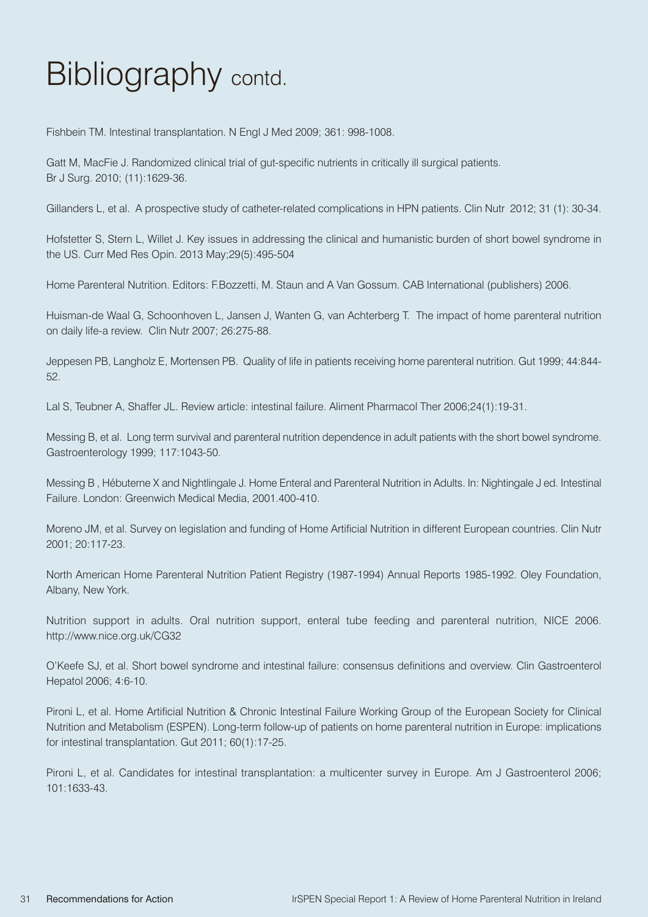# Bibliography contd.

Fishbein TM. Intestinal transplantation. N Engl J Med 2009; 361: 998-1008.

Gatt M, MacFie J. Randomized clinical trial of gut-specific nutrients in critically ill surgical patients. Br J Surg. 2010; (11):1629-36.

Gillanders L, et al. A prospective study of catheter-related complications in HPN patients. Clin Nutr 2012; 31 (1): 30-34.

Hofstetter S, Stern L, Willet J. Key issues in addressing the clinical and humanistic burden of short bowel syndrome in the US. Curr Med Res Opin. 2013 May;29(5):495-504

Home Parenteral Nutrition. Editors: F.Bozzetti, M. Staun and A Van Gossum. CAB International (publishers) 2006.

Huisman-de Waal G, Schoonhoven L, Jansen J, Wanten G, van Achterberg T. The impact of home parenteral nutrition on daily life-a review. Clin Nutr 2007; 26:275-88.

Jeppesen PB, Langholz E, Mortensen PB. Quality of life in patients receiving home parenteral nutrition. Gut 1999; 44:844-52.

Lal S, Teubner A, Shaffer JL. Review article: intestinal failure. Aliment Pharmacol Ther 2006;24(1):19-31.

Messing B, et al. Long term survival and parenteral nutrition dependence in adult patients with the short bowel syndrome. Gastroenterology 1999; 117:1043-50.

Messing B , Hébuterne X and Nightlingale J. Home Enteral and Parenteral Nutrition in Adults. In: Nightingale J ed. Intestinal Failure. London: Greenwich Medical Media, 2001.400-410.

Moreno JM, et al. Survey on legislation and funding of Home Artificial Nutrition in different European countries. Clin Nutr 2001; 20:117-23.

North American Home Parenteral Nutrition Patient Registry (1987-1994) Annual Reports 1985-1992. Oley Foundation, Albany, New York.

Nutrition support in adults. Oral nutrition support, enteral tube feeding and parenteral nutrition, NICE 2006. http://www.nice.org.uk/CG32

O'Keefe SJ, et al. Short bowel syndrome and intestinal failure: consensus definitions and overview. Clin Gastroenterol Hepatol 2006; 4:6-10.

Pironi L, et al. Home Artificial Nutrition & Chronic Intestinal Failure Working Group of the European Society for Clinical Nutrition and Metabolism (ESPEN). Long-term follow-up of patients on home parenteral nutrition in Europe: implications for intestinal transplantation. Gut 2011; 60(1):17-25.

Pironi L, et al. Candidates for intestinal transplantation: a multicenter survey in Europe. Am J Gastroenterol 2006; 101:1633-43.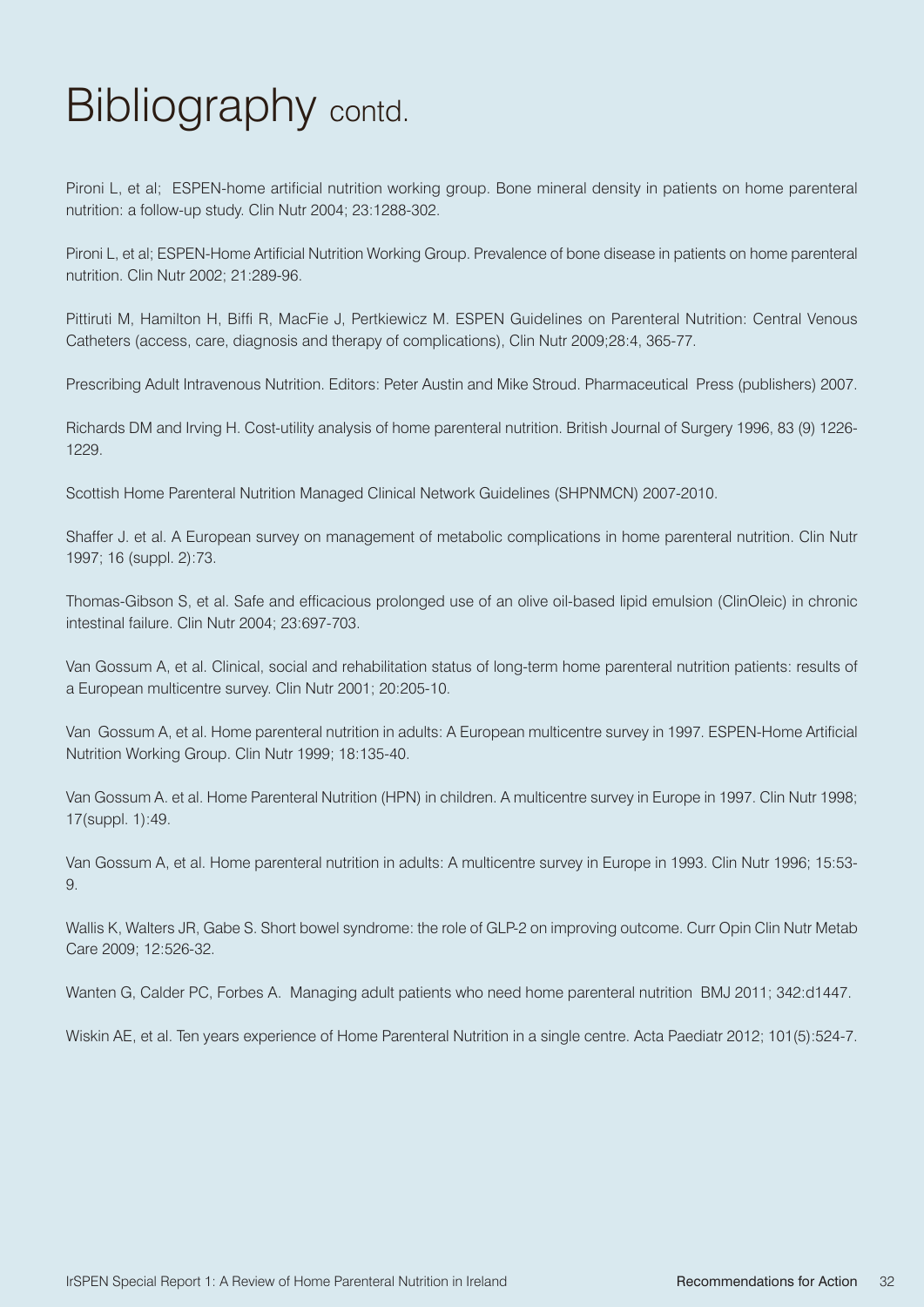# Bibliography contd.

Pironi L, et al; ESPEN-home artificial nutrition working group. Bone mineral density in patients on home parenteral nutrition: a follow-up study. Clin Nutr 2004; 23:1288-302.

Pironi L, et al; ESPEN-Home Artificial Nutrition Working Group. Prevalence of bone disease in patients on home parenteral nutrition. Clin Nutr 2002; 21:289-96.

Pittiruti M, Hamilton H, Biffi R, MacFie J, Pertkiewicz M. ESPEN Guidelines on Parenteral Nutrition: Central Venous Catheters (access, care, diagnosis and therapy of complications), Clin Nutr 2009;28:4, 365-77.

Prescribing Adult Intravenous Nutrition. Editors: Peter Austin and Mike Stroud. Pharmaceutical Press (publishers) 2007.

Richards DM and Irving H. Cost-utility analysis of home parenteral nutrition. British Journal of Surgery 1996, 83 (9) 1226-1229.

Scottish Home Parenteral Nutrition Managed Clinical Network Guidelines (SHPNMCN) 2007-2010.

Shaffer J. et al. A European survey on management of metabolic complications in home parenteral nutrition. Clin Nutr 1997; 16 (suppl. 2):73.

Thomas-Gibson S, et al. Safe and efficacious prolonged use of an olive oil-based lipid emulsion (ClinOleic) in chronic intestinal failure. Clin Nutr 2004; 23:697-703.

Van Gossum A, et al. Clinical, social and rehabilitation status of long-term home parenteral nutrition patients: results of a European multicentre survey. Clin Nutr 2001; 20:205-10.

Van Gossum A, et al. Home parenteral nutrition in adults: A European multicentre survey in 1997. ESPEN-Home Artificial Nutrition Working Group. Clin Nutr 1999; 18:135-40.

Van Gossum A. et al. Home Parenteral Nutrition (HPN) in children. A multicentre survey in Europe in 1997. Clin Nutr 1998; 17(suppl. 1):49.

Van Gossum A, et al. Home parenteral nutrition in adults: A multicentre survey in Europe in 1993. Clin Nutr 1996; 15:53-9.

Wallis K, Walters JR, Gabe S. Short bowel syndrome: the role of GLP-2 on improving outcome. Curr Opin Clin Nutr Metab Care 2009; 12:526-32.

Wanten G, Calder PC, Forbes A. Managing adult patients who need home parenteral nutrition BMJ 2011; 342:d1447.

Wiskin AE, et al. Ten years experience of Home Parenteral Nutrition in a single centre. Acta Paediatr 2012; 101(5):524-7.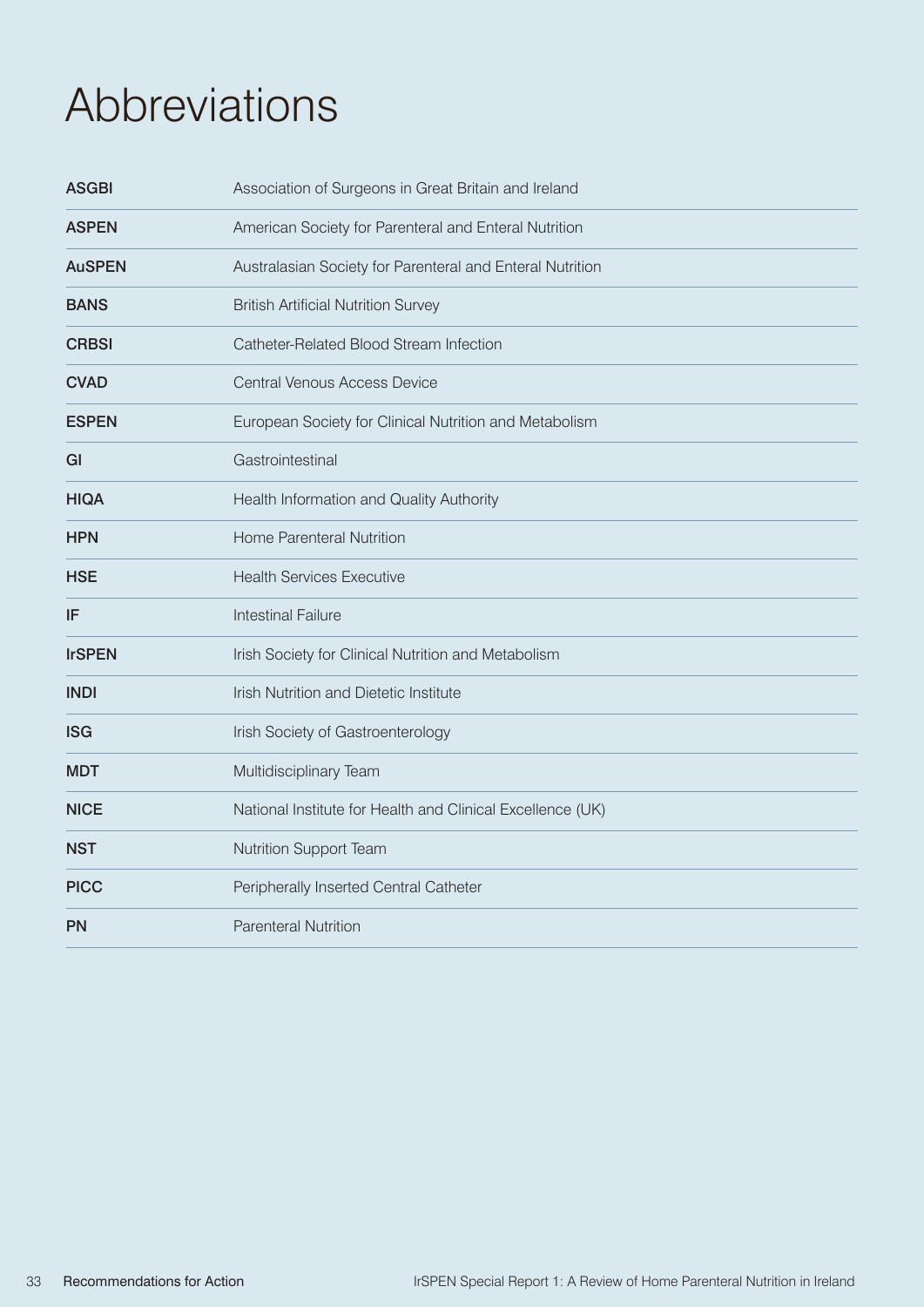# Abbreviations

| | |
|---|---|
| **ASGBI** | Association of Surgeons in Great Britain and Ireland |
| **ASPEN** | American Society for Parenteral and Enteral Nutrition |
| **AuSPEN** | Australasian Society for Parenteral and Enteral Nutrition |
| **BANS** | British Artificial Nutrition Survey |
| **CRBSI** | Catheter-Related Blood Stream Infection |
| **CVAD** | Central Venous Access Device |
| **ESPEN** | European Society for Clinical Nutrition and Metabolism |
| **GI** | Gastrointestinal |
| **HIQA** | Health Information and Quality Authority |
| **HPN** | Home Parenteral Nutrition |
| **HSE** | Health Services Executive |
| **IF** | Intestinal Failure |
| **IrSPEN** | Irish Society for Clinical Nutrition and Metabolism |
| **INDI** | Irish Nutrition and Dietetic Institute |
| **ISG** | Irish Society of Gastroenterology |
| **MDT** | Multidisciplinary Team |
| **NICE** | National Institute for Health and Clinical Excellence (UK) |
| **NST** | Nutrition Support Team |
| **PICC** | Peripherally Inserted Central Catheter |
| **PN** | Parenteral Nutrition |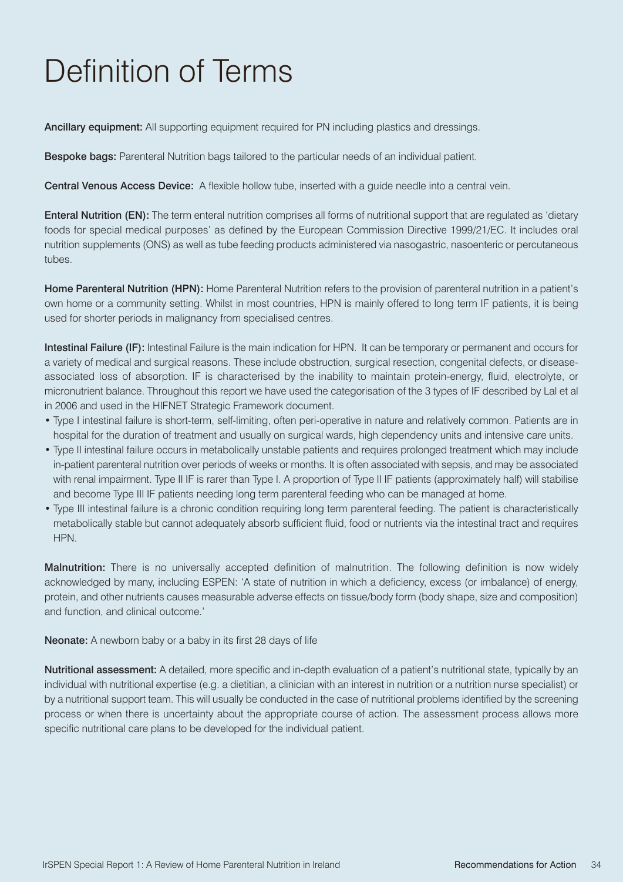# Definition of Terms

**Ancillary equipment:** All supporting equipment required for PN including plastics and dressings.

**Bespoke bags:** Parenteral Nutrition bags tailored to the particular needs of an individual patient.

**Central Venous Access Device:** A flexible hollow tube, inserted with a guide needle into a central vein.

**Enteral Nutrition (EN):** The term enteral nutrition comprises all forms of nutritional support that are regulated as 'dietary foods for special medical purposes' as defined by the European Commission Directive 1999/21/EC. It includes oral nutrition supplements (ONS) as well as tube feeding products administered via nasogastric, nasoenteric or percutaneous tubes.

**Home Parenteral Nutrition (HPN):** Home Parenteral Nutrition refers to the provision of parenteral nutrition in a patient's own home or a community setting. Whilst in most countries, HPN is mainly offered to long term IF patients, it is being used for shorter periods in malignancy from specialised centres.

**Intestinal Failure (IF):** Intestinal Failure is the main indication for HPN. It can be temporary or permanent and occurs for a variety of medical and surgical reasons. These include obstruction, surgical resection, congenital defects, or disease-associated loss of absorption. IF is characterised by the inability to maintain protein-energy, fluid, electrolyte, or micronutrient balance. Throughout this report we have used the categorisation of the 3 types of IF described by Lal et al in 2006 and used in the HIFNET Strategic Framework document.

- Type I intestinal failure is short-term, self-limiting, often peri-operative in nature and relatively common. Patients are in hospital for the duration of treatment and usually on surgical wards, high dependency units and intensive care units.
- Type II intestinal failure occurs in metabolically unstable patients and requires prolonged treatment which may include in-patient parenteral nutrition over periods of weeks or months. It is often associated with sepsis, and may be associated with renal impairment. Type II IF is rarer than Type I. A proportion of Type II IF patients (approximately half) will stabilise and become Type III IF patients needing long term parenteral feeding who can be managed at home.
- Type III intestinal failure is a chronic condition requiring long term parenteral feeding. The patient is characteristically metabolically stable but cannot adequately absorb sufficient fluid, food or nutrients via the intestinal tract and requires HPN.

**Malnutrition:** There is no universally accepted definition of malnutrition. The following definition is now widely acknowledged by many, including ESPEN: 'A state of nutrition in which a deficiency, excess (or imbalance) of energy, protein, and other nutrients causes measurable adverse effects on tissue/body form (body shape, size and composition) and function, and clinical outcome.'

**Neonate:** A newborn baby or a baby in its first 28 days of life

**Nutritional assessment:** A detailed, more specific and in-depth evaluation of a patient's nutritional state, typically by an individual with nutritional expertise (e.g. a dietitian, a clinician with an interest in nutrition or a nutrition nurse specialist) or by a nutritional support team. This will usually be conducted in the case of nutritional problems identified by the screening process or when there is uncertainty about the appropriate course of action. The assessment process allows more specific nutritional care plans to be developed for the individual patient.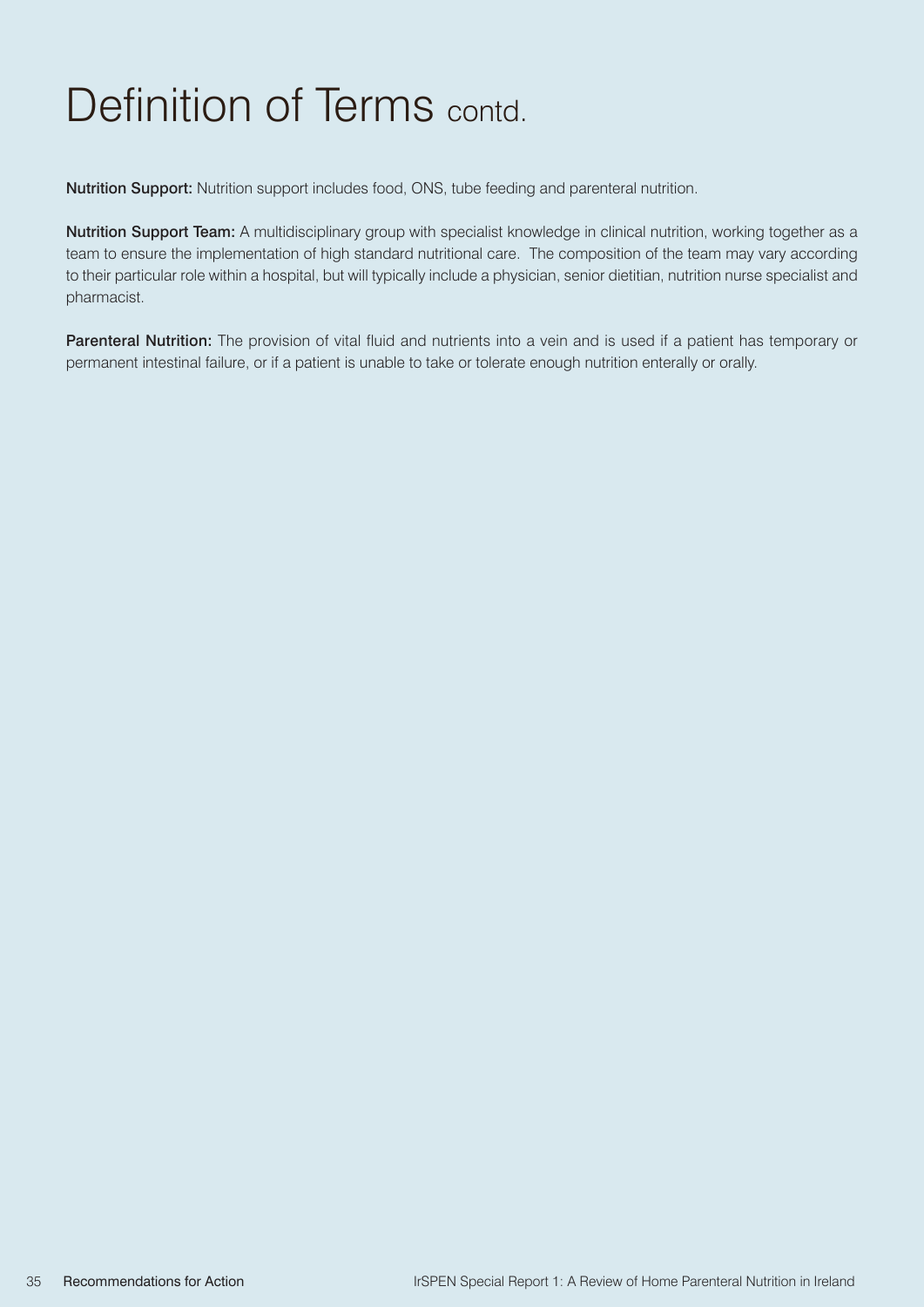# Definition of Terms contd.

**Nutrition Support:** Nutrition support includes food, ONS, tube feeding and parenteral nutrition.

**Nutrition Support Team:** A multidisciplinary group with specialist knowledge in clinical nutrition, working together as a team to ensure the implementation of high standard nutritional care. The composition of the team may vary according to their particular role within a hospital, but will typically include a physician, senior dietitian, nutrition nurse specialist and pharmacist.

**Parenteral Nutrition:** The provision of vital fluid and nutrients into a vein and is used if a patient has temporary or permanent intestinal failure, or if a patient is unable to take or tolerate enough nutrition enterally or orally.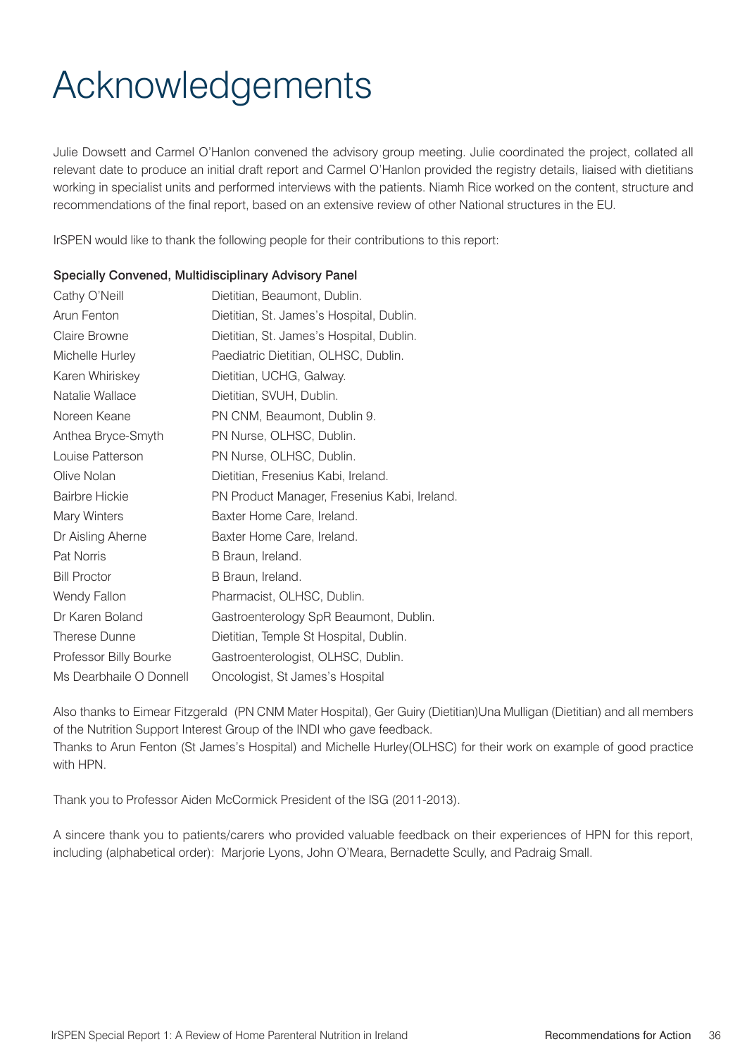# Acknowledgements

Julie Dowsett and Carmel O'Hanlon convened the advisory group meeting. Julie coordinated the project, collated all relevant date to produce an initial draft report and Carmel O'Hanlon provided the registry details, liaised with dietitians working in specialist units and performed interviews with the patients. Niamh Rice worked on the content, structure and recommendations of the final report, based on an extensive review of other National structures in the EU.

IrSPEN would like to thank the following people for their contributions to this report:

**Specially Convened, Multidisciplinary Advisory Panel**

| | |
|---|---|
| Cathy O'Neill | Dietitian, Beaumont, Dublin. |
| Arun Fenton | Dietitian, St. James's Hospital, Dublin. |
| Claire Browne | Dietitian, St. James's Hospital, Dublin. |
| Michelle Hurley | Paediatric Dietitian, OLHSC, Dublin. |
| Karen Whiriskey | Dietitian, UCHG, Galway. |
| Natalie Wallace | Dietitian, SVUH, Dublin. |
| Noreen Keane | PN CNM, Beaumont, Dublin 9. |
| Anthea Bryce-Smyth | PN Nurse, OLHSC, Dublin. |
| Louise Patterson | PN Nurse, OLHSC, Dublin. |
| Olive Nolan | Dietitian, Fresenius Kabi, Ireland. |
| Bairbre Hickie | PN Product Manager, Fresenius Kabi, Ireland. |
| Mary Winters | Baxter Home Care, Ireland. |
| Dr Aisling Aherne | Baxter Home Care, Ireland. |
| Pat Norris | B Braun, Ireland. |
| Bill Proctor | B Braun, Ireland. |
| Wendy Fallon | Pharmacist, OLHSC, Dublin. |
| Dr Karen Boland | Gastroenterology SpR Beaumont, Dublin. |
| Therese Dunne | Dietitian, Temple St Hospital, Dublin. |
| Professor Billy Bourke | Gastroenterologist, OLHSC, Dublin. |
| Ms Dearbhaile O Donnell | Oncologist, St James's Hospital |

Also thanks to Eimear Fitzgerald (PN CNM Mater Hospital), Ger Guiry (Dietitian)Una Mulligan (Dietitian) and all members of the Nutrition Support Interest Group of the INDI who gave feedback.
Thanks to Arun Fenton (St James's Hospital) and Michelle Hurley(OLHSC) for their work on example of good practice with HPN.

Thank you to Professor Aiden McCormick President of the ISG (2011-2013).

A sincere thank you to patients/carers who provided valuable feedback on their experiences of HPN for this report, including (alphabetical order): Marjorie Lyons, John O'Meara, Bernadette Scully, and Padraig Small.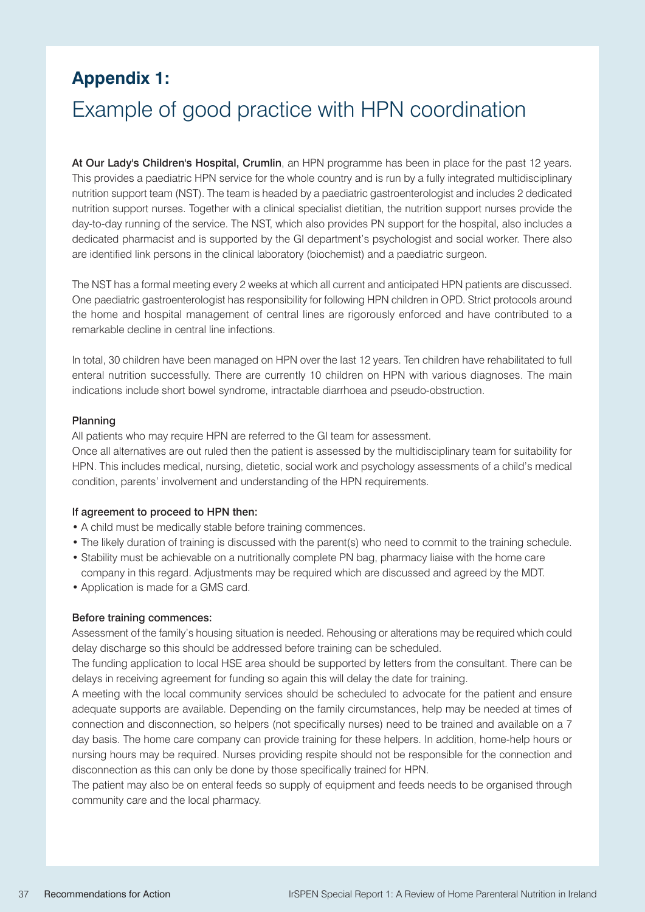# Appendix 1:

## Example of good practice with HPN coordination

**At Our Lady's Children's Hospital, Crumlin**, an HPN programme has been in place for the past 12 years. This provides a paediatric HPN service for the whole country and is run by a fully integrated multidisciplinary nutrition support team (NST). The team is headed by a paediatric gastroenterologist and includes 2 dedicated nutrition support nurses. Together with a clinical specialist dietitian, the nutrition support nurses provide the day-to-day running of the service. The NST, which also provides PN support for the hospital, also includes a dedicated pharmacist and is supported by the GI department's psychologist and social worker. There also are identified link persons in the clinical laboratory (biochemist) and a paediatric surgeon.

The NST has a formal meeting every 2 weeks at which all current and anticipated HPN patients are discussed. One paediatric gastroenterologist has responsibility for following HPN children in OPD. Strict protocols around the home and hospital management of central lines are rigorously enforced and have contributed to a remarkable decline in central line infections.

In total, 30 children have been managed on HPN over the last 12 years. Ten children have rehabilitated to full enteral nutrition successfully. There are currently 10 children on HPN with various diagnoses. The main indications include short bowel syndrome, intractable diarrhoea and pseudo-obstruction.

### Planning

All patients who may require HPN are referred to the GI team for assessment.

Once all alternatives are out ruled then the patient is assessed by the multidisciplinary team for suitability for HPN. This includes medical, nursing, dietetic, social work and psychology assessments of a child's medical condition, parents' involvement and understanding of the HPN requirements.

### If agreement to proceed to HPN then:

- A child must be medically stable before training commences.
- The likely duration of training is discussed with the parent(s) who need to commit to the training schedule.
- Stability must be achievable on a nutritionally complete PN bag, pharmacy liaise with the home care company in this regard. Adjustments may be required which are discussed and agreed by the MDT.
- Application is made for a GMS card.

### Before training commences:

Assessment of the family's housing situation is needed. Rehousing or alterations may be required which could delay discharge so this should be addressed before training can be scheduled.

The funding application to local HSE area should be supported by letters from the consultant. There can be delays in receiving agreement for funding so again this will delay the date for training.

A meeting with the local community services should be scheduled to advocate for the patient and ensure adequate supports are available. Depending on the family circumstances, help may be needed at times of connection and disconnection, so helpers (not specifically nurses) need to be trained and available on a 7 day basis. The home care company can provide training for these helpers. In addition, home-help hours or nursing hours may be required. Nurses providing respite should not be responsible for the connection and disconnection as this can only be done by those specifically trained for HPN.

The patient may also be on enteral feeds so supply of equipment and feeds needs to be organised through community care and the local pharmacy.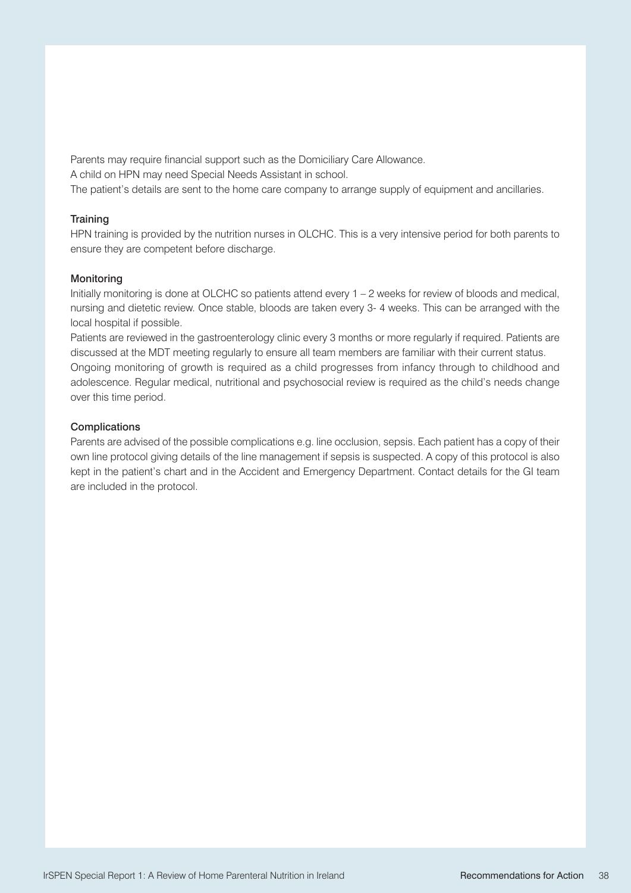Parents may require financial support such as the Domiciliary Care Allowance.
A child on HPN may need Special Needs Assistant in school.
The patient's details are sent to the home care company to arrange supply of equipment and ancillaries.

### Training

HPN training is provided by the nutrition nurses in OLCHC. This is a very intensive period for both parents to ensure they are competent before discharge.

### Monitoring

Initially monitoring is done at OLCHC so patients attend every 1 – 2 weeks for review of bloods and medical, nursing and dietetic review. Once stable, bloods are taken every 3- 4 weeks. This can be arranged with the local hospital if possible.

Patients are reviewed in the gastroenterology clinic every 3 months or more regularly if required. Patients are discussed at the MDT meeting regularly to ensure all team members are familiar with their current status.

Ongoing monitoring of growth is required as a child progresses from infancy through to childhood and adolescence. Regular medical, nutritional and psychosocial review is required as the child's needs change over this time period.

### Complications

Parents are advised of the possible complications e.g. line occlusion, sepsis. Each patient has a copy of their own line protocol giving details of the line management if sepsis is suspected. A copy of this protocol is also kept in the patient's chart and in the Accident and Emergency Department. Contact details for the GI team are included in the protocol.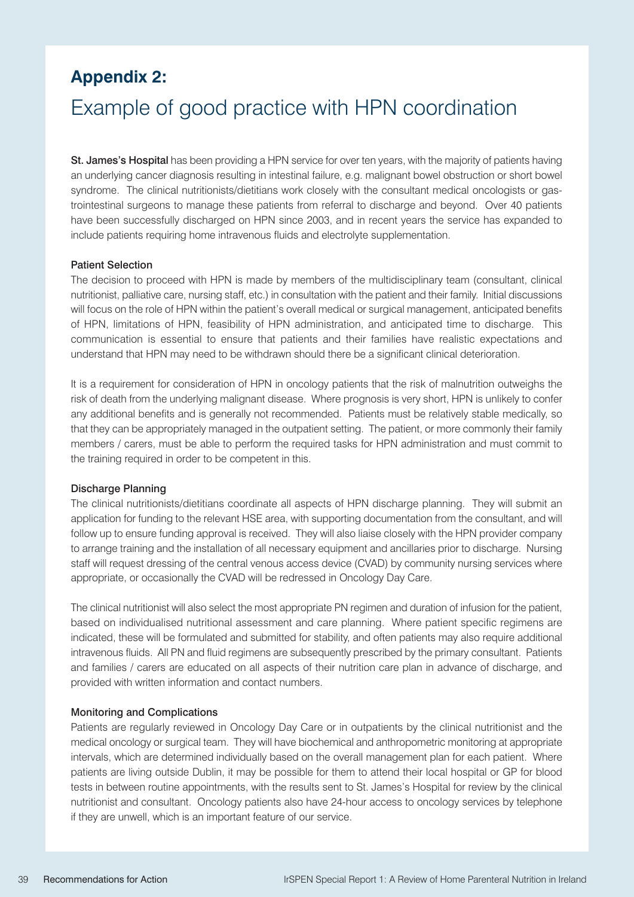# Appendix 2:

## Example of good practice with HPN coordination

**St. James's Hospital** has been providing a HPN service for over ten years, with the majority of patients having an underlying cancer diagnosis resulting in intestinal failure, e.g. malignant bowel obstruction or short bowel syndrome. The clinical nutritionists/dietitians work closely with the consultant medical oncologists or gastrointestinal surgeons to manage these patients from referral to discharge and beyond. Over 40 patients have been successfully discharged on HPN since 2003, and in recent years the service has expanded to include patients requiring home intravenous fluids and electrolyte supplementation.

### Patient Selection

The decision to proceed with HPN is made by members of the multidisciplinary team (consultant, clinical nutritionist, palliative care, nursing staff, etc.) in consultation with the patient and their family. Initial discussions will focus on the role of HPN within the patient's overall medical or surgical management, anticipated benefits of HPN, limitations of HPN, feasibility of HPN administration, and anticipated time to discharge. This communication is essential to ensure that patients and their families have realistic expectations and understand that HPN may need to be withdrawn should there be a significant clinical deterioration.

It is a requirement for consideration of HPN in oncology patients that the risk of malnutrition outweighs the risk of death from the underlying malignant disease. Where prognosis is very short, HPN is unlikely to confer any additional benefits and is generally not recommended. Patients must be relatively stable medically, so that they can be appropriately managed in the outpatient setting. The patient, or more commonly their family members / carers, must be able to perform the required tasks for HPN administration and must commit to the training required in order to be competent in this.

### Discharge Planning

The clinical nutritionists/dietitians coordinate all aspects of HPN discharge planning. They will submit an application for funding to the relevant HSE area, with supporting documentation from the consultant, and will follow up to ensure funding approval is received. They will also liaise closely with the HPN provider company to arrange training and the installation of all necessary equipment and ancillaries prior to discharge. Nursing staff will request dressing of the central venous access device (CVAD) by community nursing services where appropriate, or occasionally the CVAD will be redressed in Oncology Day Care.

The clinical nutritionist will also select the most appropriate PN regimen and duration of infusion for the patient, based on individualised nutritional assessment and care planning. Where patient specific regimens are indicated, these will be formulated and submitted for stability, and often patients may also require additional intravenous fluids. All PN and fluid regimens are subsequently prescribed by the primary consultant. Patients and families / carers are educated on all aspects of their nutrition care plan in advance of discharge, and provided with written information and contact numbers.

### Monitoring and Complications

Patients are regularly reviewed in Oncology Day Care or in outpatients by the clinical nutritionist and the medical oncology or surgical team. They will have biochemical and anthropometric monitoring at appropriate intervals, which are determined individually based on the overall management plan for each patient. Where patients are living outside Dublin, it may be possible for them to attend their local hospital or GP for blood tests in between routine appointments, with the results sent to St. James's Hospital for review by the clinical nutritionist and consultant. Oncology patients also have 24-hour access to oncology services by telephone if they are unwell, which is an important feature of our service.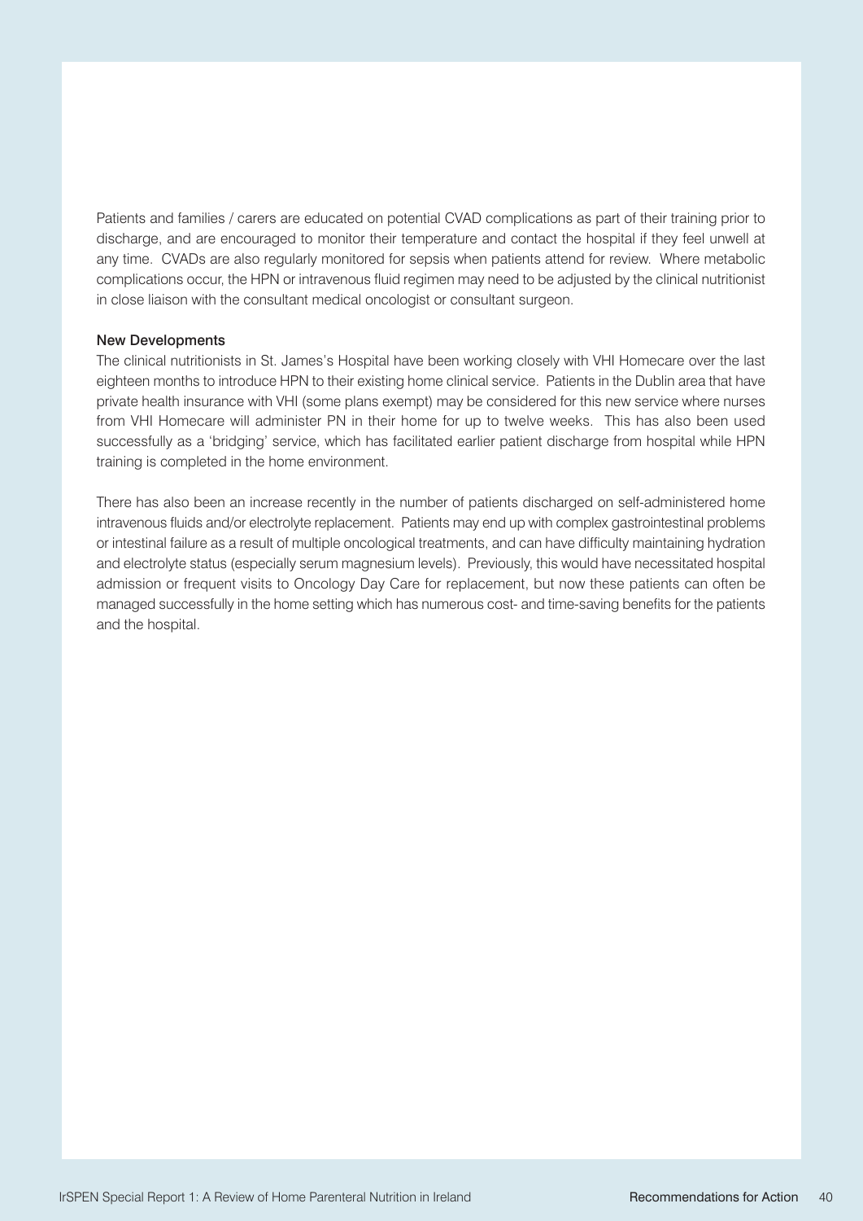Patients and families / carers are educated on potential CVAD complications as part of their training prior to discharge, and are encouraged to monitor their temperature and contact the hospital if they feel unwell at any time. CVADs are also regularly monitored for sepsis when patients attend for review. Where metabolic complications occur, the HPN or intravenous fluid regimen may need to be adjusted by the clinical nutritionist in close liaison with the consultant medical oncologist or consultant surgeon.

#### New Developments

The clinical nutritionists in St. James's Hospital have been working closely with VHI Homecare over the last eighteen months to introduce HPN to their existing home clinical service. Patients in the Dublin area that have private health insurance with VHI (some plans exempt) may be considered for this new service where nurses from VHI Homecare will administer PN in their home for up to twelve weeks. This has also been used successfully as a 'bridging' service, which has facilitated earlier patient discharge from hospital while HPN training is completed in the home environment.

There has also been an increase recently in the number of patients discharged on self-administered home intravenous fluids and/or electrolyte replacement. Patients may end up with complex gastrointestinal problems or intestinal failure as a result of multiple oncological treatments, and can have difficulty maintaining hydration and electrolyte status (especially serum magnesium levels). Previously, this would have necessitated hospital admission or frequent visits to Oncology Day Care for replacement, but now these patients can often be managed successfully in the home setting which has numerous cost- and time-saving benefits for the patients and the hospital.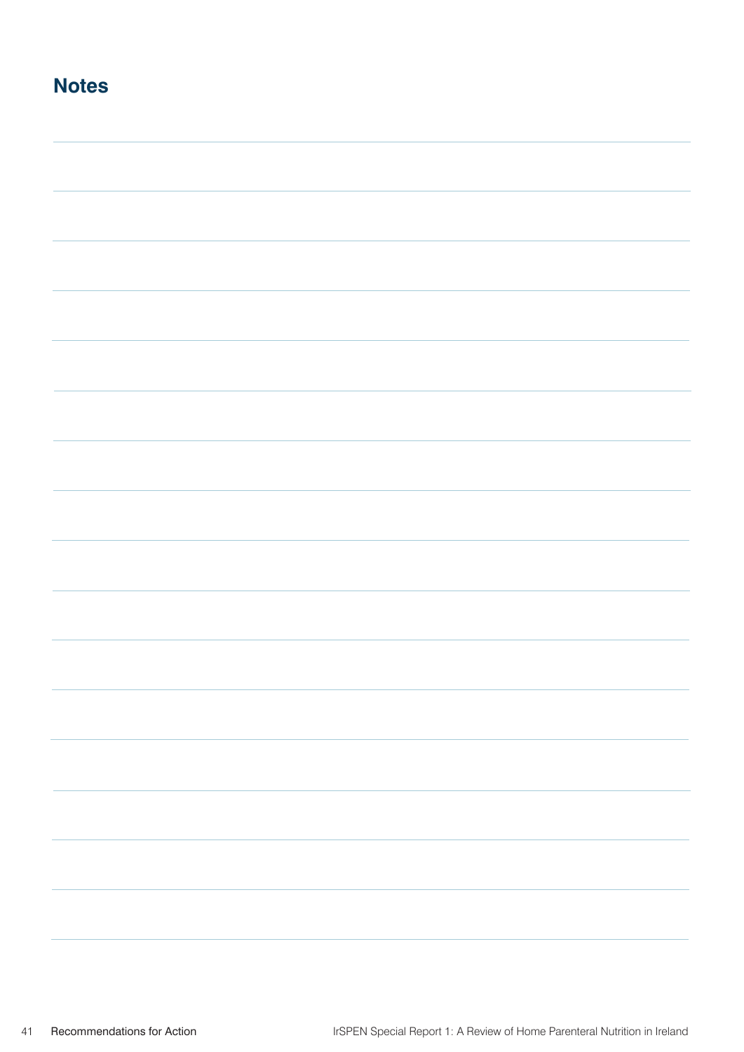## Notes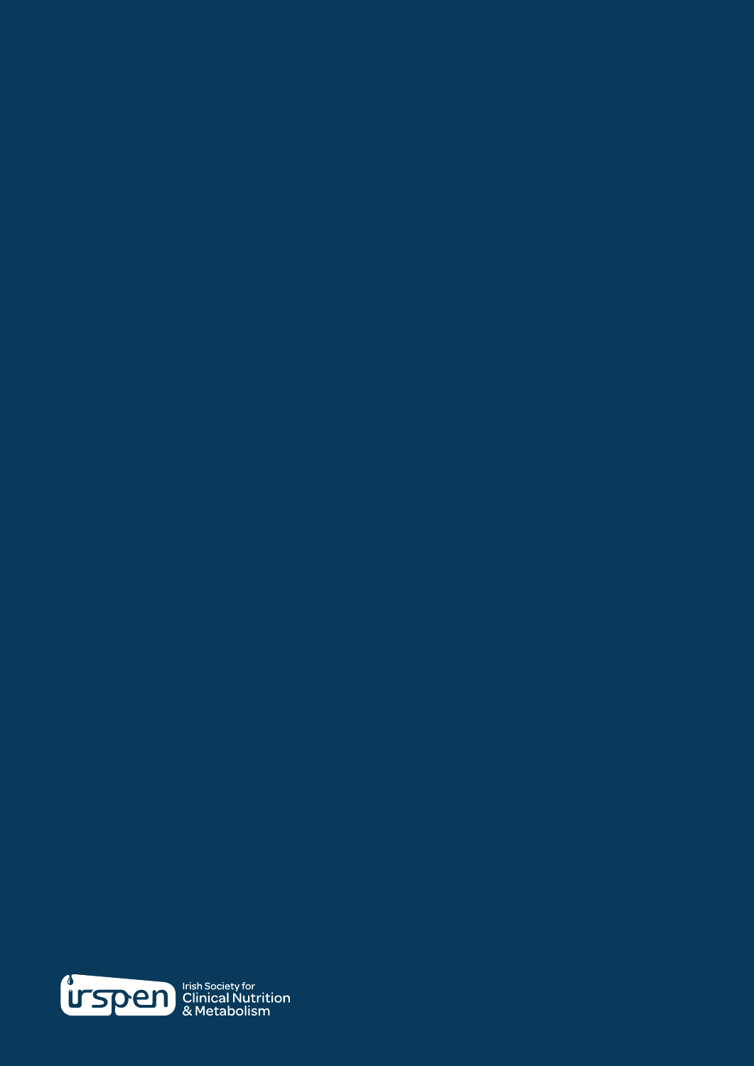irspen

Irish Society for
Clinical Nutrition
& Metabolism